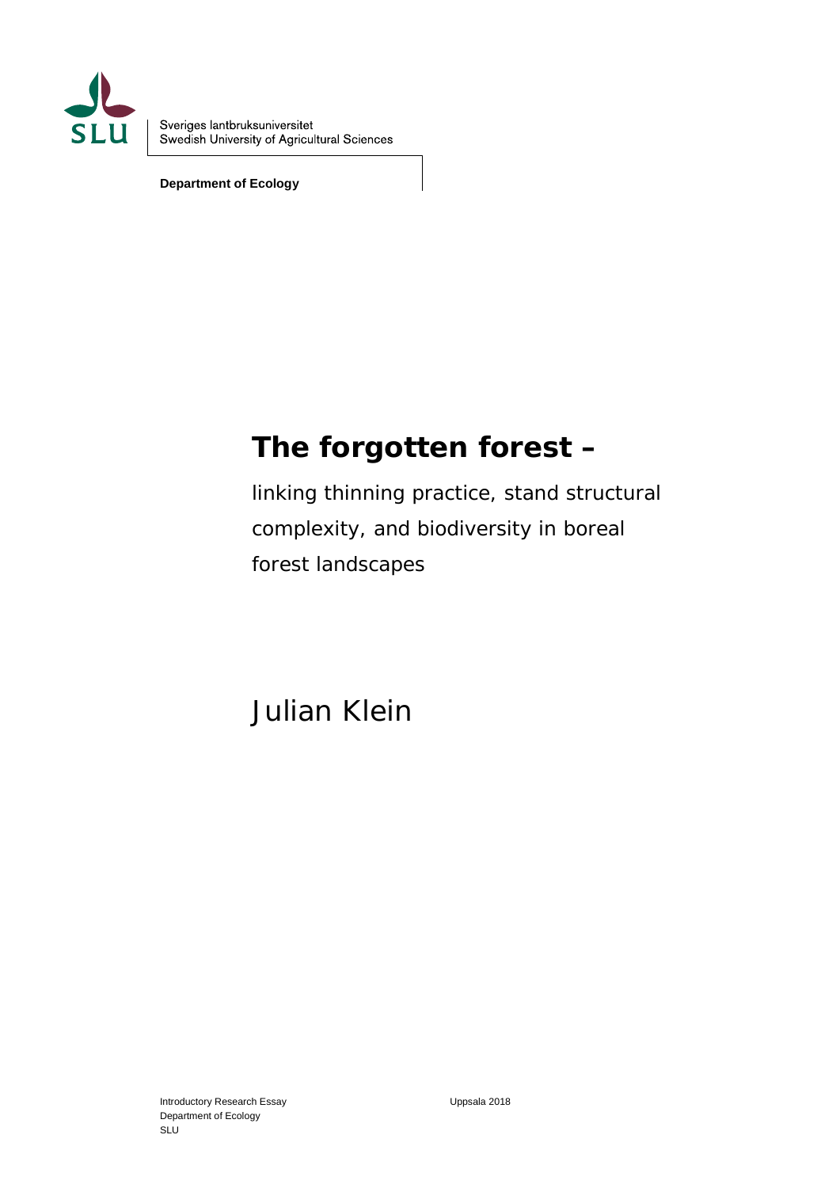SLU

Sveriges lantbruksuniversitet
Swedish University of Agricultural Sciences

**Department of Ecology**

# The forgotten forest –

linking thinning practice, stand structural complexity, and biodiversity in boreal forest landscapes

Julian Klein

Introductory Research Essay
Department of Ecology
SLU

Uppsala 2018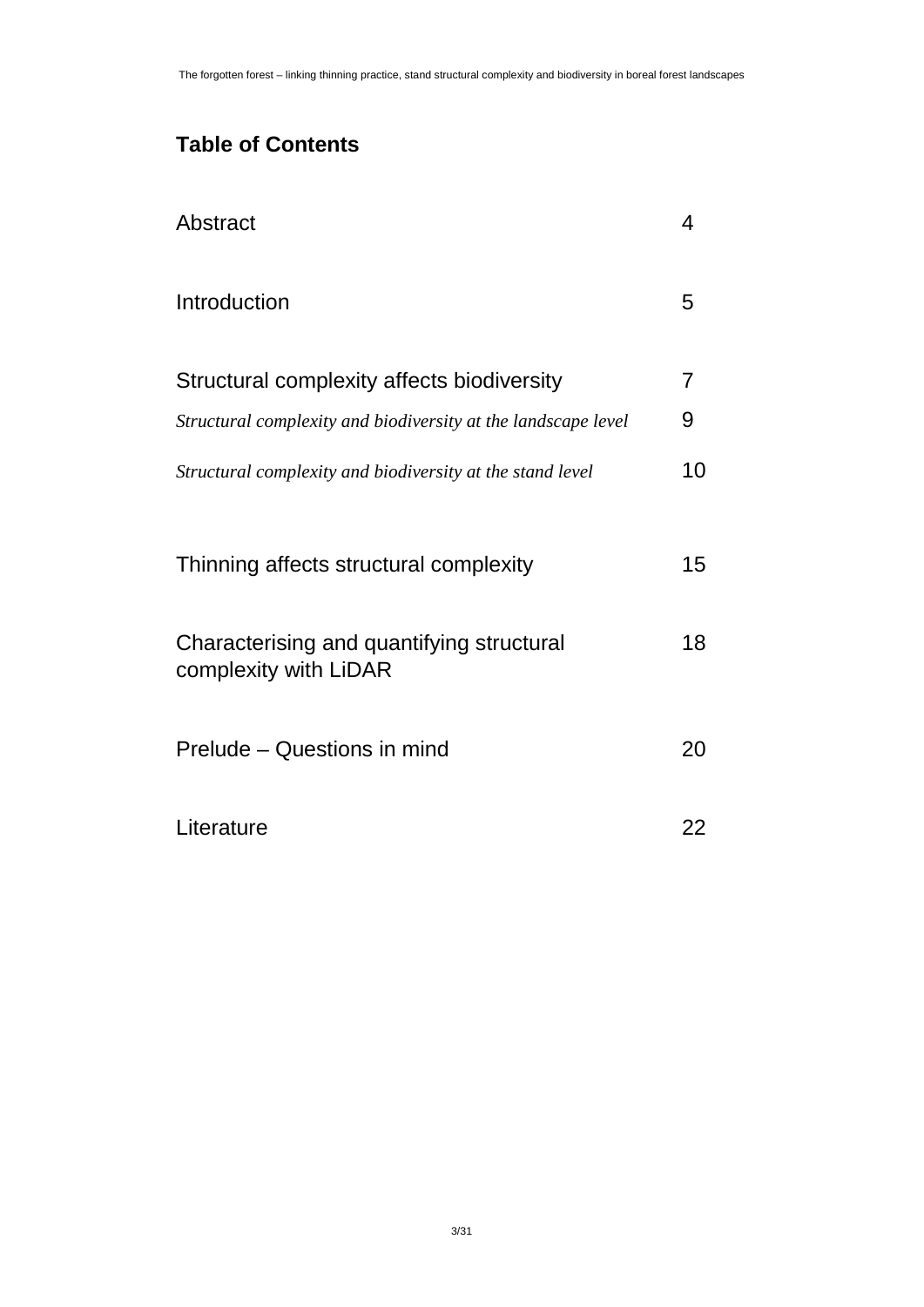## Table of Contents

| | |
|---|---|
| Abstract | 4 |
| Introduction | 5 |
| Structural complexity affects biodiversity | 7 |
| *Structural complexity and biodiversity at the landscape level* | 9 |
| *Structural complexity and biodiversity at the stand level* | 10 |
| Thinning affects structural complexity | 15 |
| Characterising and quantifying structural complexity with LiDAR | 18 |
| Prelude – Questions in mind | 20 |
| Literature | 22 |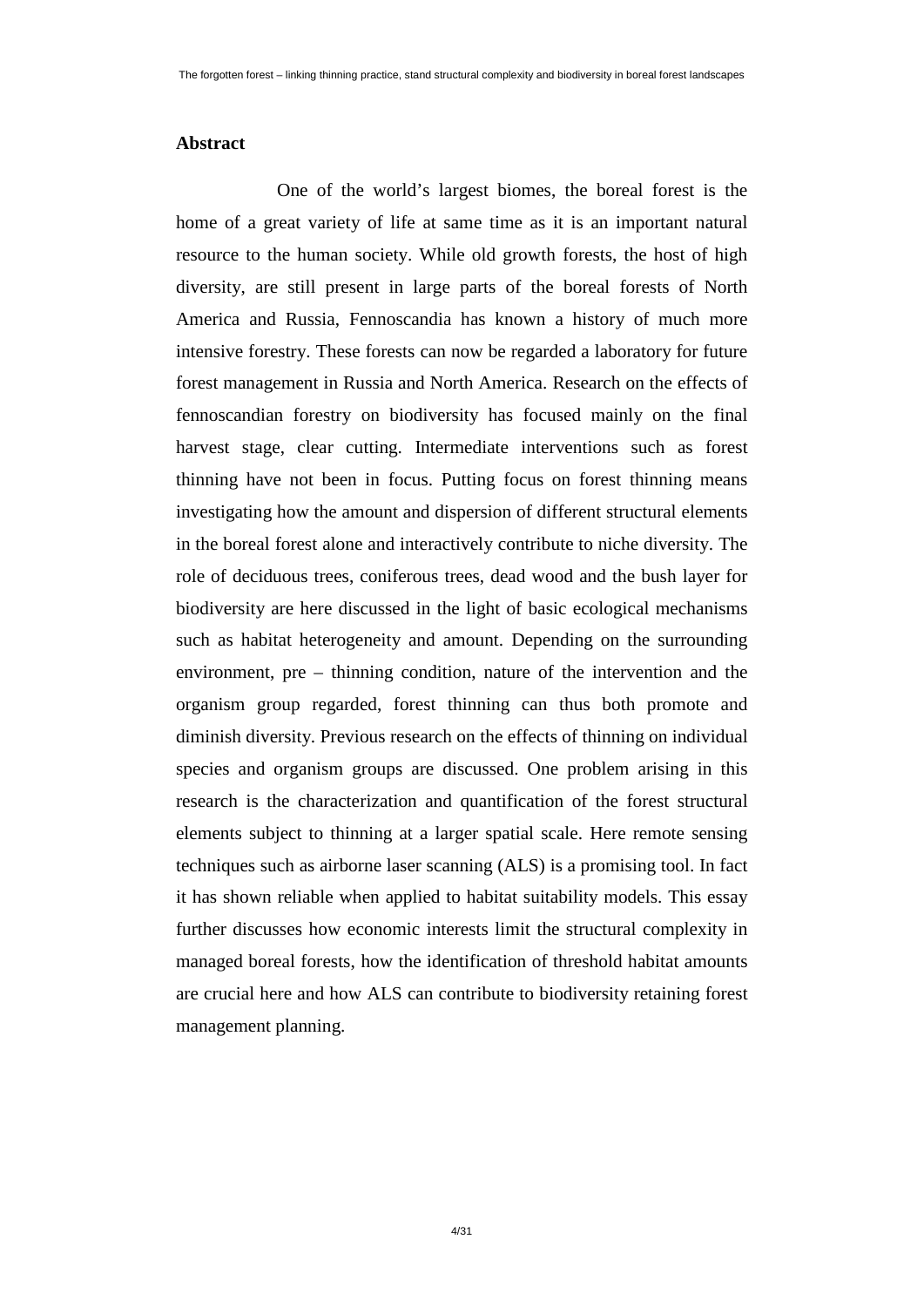## Abstract

One of the world's largest biomes, the boreal forest is the home of a great variety of life at same time as it is an important natural resource to the human society. While old growth forests, the host of high diversity, are still present in large parts of the boreal forests of North America and Russia, Fennoscandia has known a history of much more intensive forestry. These forests can now be regarded a laboratory for future forest management in Russia and North America. Research on the effects of fennoscandian forestry on biodiversity has focused mainly on the final harvest stage, clear cutting. Intermediate interventions such as forest thinning have not been in focus. Putting focus on forest thinning means investigating how the amount and dispersion of different structural elements in the boreal forest alone and interactively contribute to niche diversity. The role of deciduous trees, coniferous trees, dead wood and the bush layer for biodiversity are here discussed in the light of basic ecological mechanisms such as habitat heterogeneity and amount. Depending on the surrounding environment, pre – thinning condition, nature of the intervention and the organism group regarded, forest thinning can thus both promote and diminish diversity. Previous research on the effects of thinning on individual species and organism groups are discussed. One problem arising in this research is the characterization and quantification of the forest structural elements subject to thinning at a larger spatial scale. Here remote sensing techniques such as airborne laser scanning (ALS) is a promising tool. In fact it has shown reliable when applied to habitat suitability models. This essay further discusses how economic interests limit the structural complexity in managed boreal forests, how the identification of threshold habitat amounts are crucial here and how ALS can contribute to biodiversity retaining forest management planning.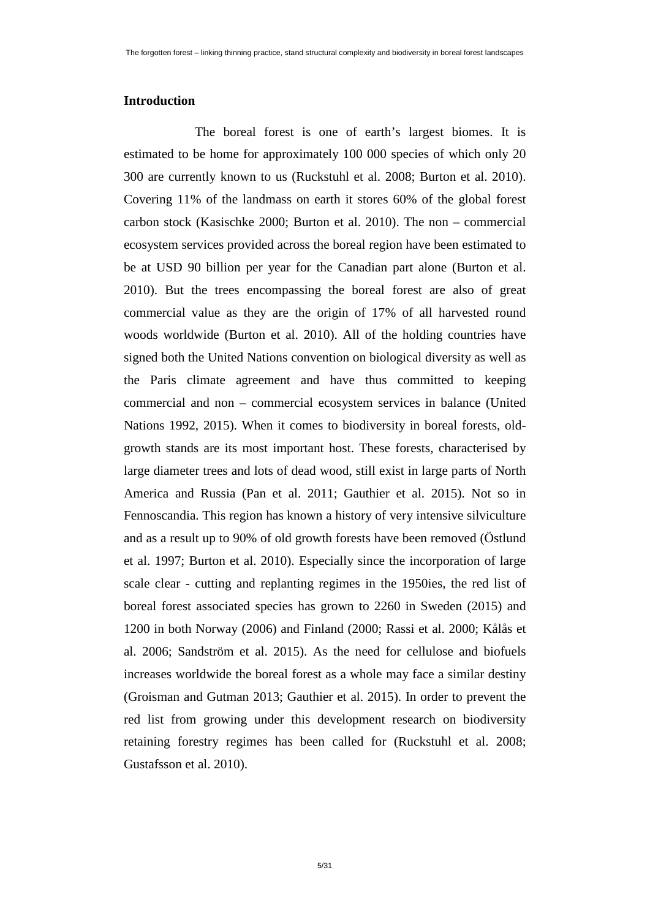## Introduction

The boreal forest is one of earth's largest biomes. It is estimated to be home for approximately 100 000 species of which only 20 300 are currently known to us (Ruckstuhl et al. 2008; Burton et al. 2010). Covering 11% of the landmass on earth it stores 60% of the global forest carbon stock (Kasischke 2000; Burton et al. 2010). The non – commercial ecosystem services provided across the boreal region have been estimated to be at USD 90 billion per year for the Canadian part alone (Burton et al. 2010). But the trees encompassing the boreal forest are also of great commercial value as they are the origin of 17% of all harvested round woods worldwide (Burton et al. 2010). All of the holding countries have signed both the United Nations convention on biological diversity as well as the Paris climate agreement and have thus committed to keeping commercial and non – commercial ecosystem services in balance (United Nations 1992, 2015). When it comes to biodiversity in boreal forests, old-growth stands are its most important host. These forests, characterised by large diameter trees and lots of dead wood, still exist in large parts of North America and Russia (Pan et al. 2011; Gauthier et al. 2015). Not so in Fennoscandia. This region has known a history of very intensive silviculture and as a result up to 90% of old growth forests have been removed (Östlund et al. 1997; Burton et al. 2010). Especially since the incorporation of large scale clear - cutting and replanting regimes in the 1950ies, the red list of boreal forest associated species has grown to 2260 in Sweden (2015) and 1200 in both Norway (2006) and Finland (2000; Rassi et al. 2000; Kålås et al. 2006; Sandström et al. 2015). As the need for cellulose and biofuels increases worldwide the boreal forest as a whole may face a similar destiny (Groisman and Gutman 2013; Gauthier et al. 2015). In order to prevent the red list from growing under this development research on biodiversity retaining forestry regimes has been called for (Ruckstuhl et al. 2008; Gustafsson et al. 2010).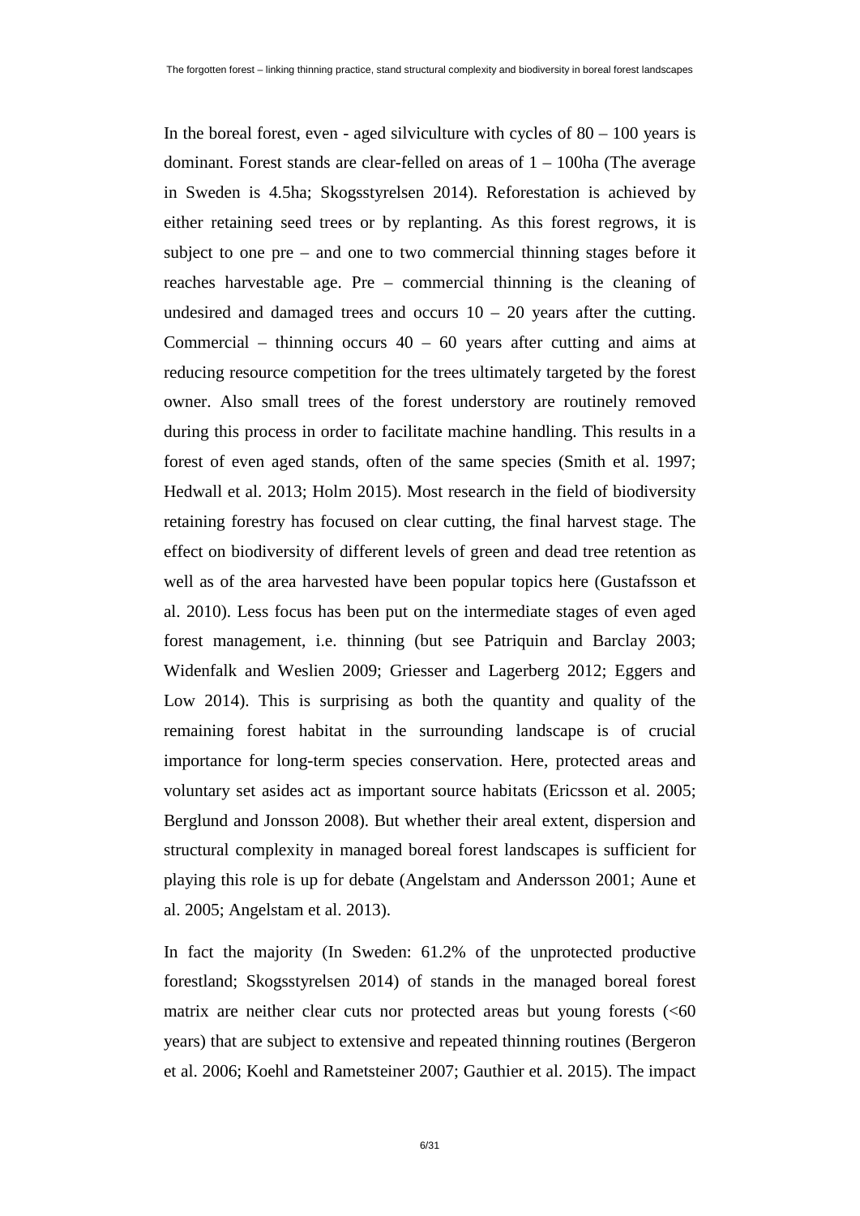In the boreal forest, even - aged silviculture with cycles of 80 – 100 years is dominant. Forest stands are clear-felled on areas of 1 – 100ha (The average in Sweden is 4.5ha; Skogsstyrelsen 2014). Reforestation is achieved by either retaining seed trees or by replanting. As this forest regrows, it is subject to one pre – and one to two commercial thinning stages before it reaches harvestable age. Pre – commercial thinning is the cleaning of undesired and damaged trees and occurs 10 – 20 years after the cutting. Commercial – thinning occurs 40 – 60 years after cutting and aims at reducing resource competition for the trees ultimately targeted by the forest owner. Also small trees of the forest understory are routinely removed during this process in order to facilitate machine handling. This results in a forest of even aged stands, often of the same species (Smith et al. 1997; Hedwall et al. 2013; Holm 2015). Most research in the field of biodiversity retaining forestry has focused on clear cutting, the final harvest stage. The effect on biodiversity of different levels of green and dead tree retention as well as of the area harvested have been popular topics here (Gustafsson et al. 2010). Less focus has been put on the intermediate stages of even aged forest management, i.e. thinning (but see Patriquin and Barclay 2003; Widenfalk and Weslien 2009; Griesser and Lagerberg 2012; Eggers and Low 2014). This is surprising as both the quantity and quality of the remaining forest habitat in the surrounding landscape is of crucial importance for long-term species conservation. Here, protected areas and voluntary set asides act as important source habitats (Ericsson et al. 2005; Berglund and Jonsson 2008). But whether their areal extent, dispersion and structural complexity in managed boreal forest landscapes is sufficient for playing this role is up for debate (Angelstam and Andersson 2001; Aune et al. 2005; Angelstam et al. 2013).

In fact the majority (In Sweden: 61.2% of the unprotected productive forestland; Skogsstyrelsen 2014) of stands in the managed boreal forest matrix are neither clear cuts nor protected areas but young forests (<60 years) that are subject to extensive and repeated thinning routines (Bergeron et al. 2006; Koehl and Rametsteiner 2007; Gauthier et al. 2015). The impact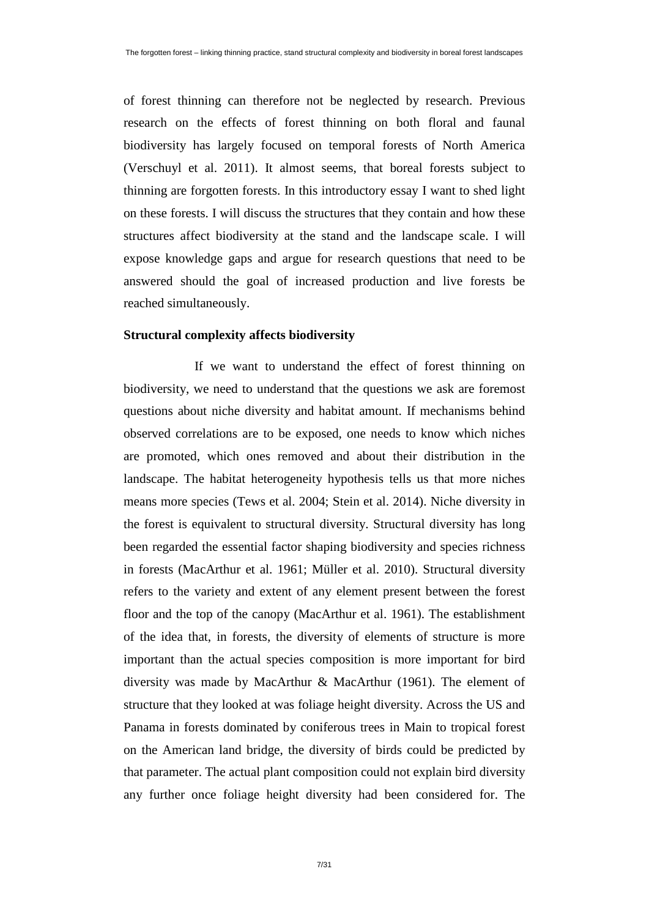of forest thinning can therefore not be neglected by research. Previous research on the effects of forest thinning on both floral and faunal biodiversity has largely focused on temporal forests of North America (Verschuyl et al. 2011). It almost seems, that boreal forests subject to thinning are forgotten forests. In this introductory essay I want to shed light on these forests. I will discuss the structures that they contain and how these structures affect biodiversity at the stand and the landscape scale. I will expose knowledge gaps and argue for research questions that need to be answered should the goal of increased production and live forests be reached simultaneously.

## Structural complexity affects biodiversity

If we want to understand the effect of forest thinning on biodiversity, we need to understand that the questions we ask are foremost questions about niche diversity and habitat amount. If mechanisms behind observed correlations are to be exposed, one needs to know which niches are promoted, which ones removed and about their distribution in the landscape. The habitat heterogeneity hypothesis tells us that more niches means more species (Tews et al. 2004; Stein et al. 2014). Niche diversity in the forest is equivalent to structural diversity. Structural diversity has long been regarded the essential factor shaping biodiversity and species richness in forests (MacArthur et al. 1961; Müller et al. 2010). Structural diversity refers to the variety and extent of any element present between the forest floor and the top of the canopy (MacArthur et al. 1961). The establishment of the idea that, in forests, the diversity of elements of structure is more important than the actual species composition is more important for bird diversity was made by MacArthur & MacArthur (1961). The element of structure that they looked at was foliage height diversity. Across the US and Panama in forests dominated by coniferous trees in Main to tropical forest on the American land bridge, the diversity of birds could be predicted by that parameter. The actual plant composition could not explain bird diversity any further once foliage height diversity had been considered for. The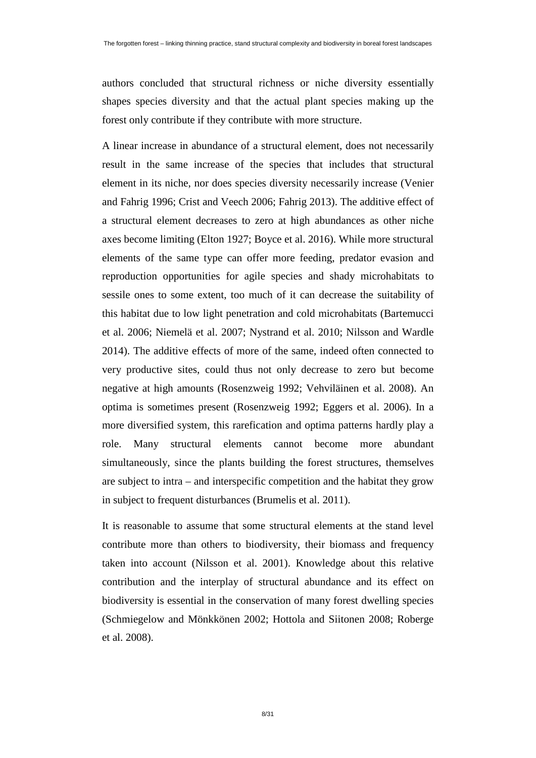authors concluded that structural richness or niche diversity essentially shapes species diversity and that the actual plant species making up the forest only contribute if they contribute with more structure.

A linear increase in abundance of a structural element, does not necessarily result in the same increase of the species that includes that structural element in its niche, nor does species diversity necessarily increase (Venier and Fahrig 1996; Crist and Veech 2006; Fahrig 2013). The additive effect of a structural element decreases to zero at high abundances as other niche axes become limiting (Elton 1927; Boyce et al. 2016). While more structural elements of the same type can offer more feeding, predator evasion and reproduction opportunities for agile species and shady microhabitats to sessile ones to some extent, too much of it can decrease the suitability of this habitat due to low light penetration and cold microhabitats (Bartemucci et al. 2006; Niemelä et al. 2007; Nystrand et al. 2010; Nilsson and Wardle 2014). The additive effects of more of the same, indeed often connected to very productive sites, could thus not only decrease to zero but become negative at high amounts (Rosenzweig 1992; Vehviläinen et al. 2008). An optima is sometimes present (Rosenzweig 1992; Eggers et al. 2006). In a more diversified system, this rarefication and optima patterns hardly play a role. Many structural elements cannot become more abundant simultaneously, since the plants building the forest structures, themselves are subject to intra – and interspecific competition and the habitat they grow in subject to frequent disturbances (Brumelis et al. 2011).

It is reasonable to assume that some structural elements at the stand level contribute more than others to biodiversity, their biomass and frequency taken into account (Nilsson et al. 2001). Knowledge about this relative contribution and the interplay of structural abundance and its effect on biodiversity is essential in the conservation of many forest dwelling species (Schmiegelow and Mönkkönen 2002; Hottola and Siitonen 2008; Roberge et al. 2008).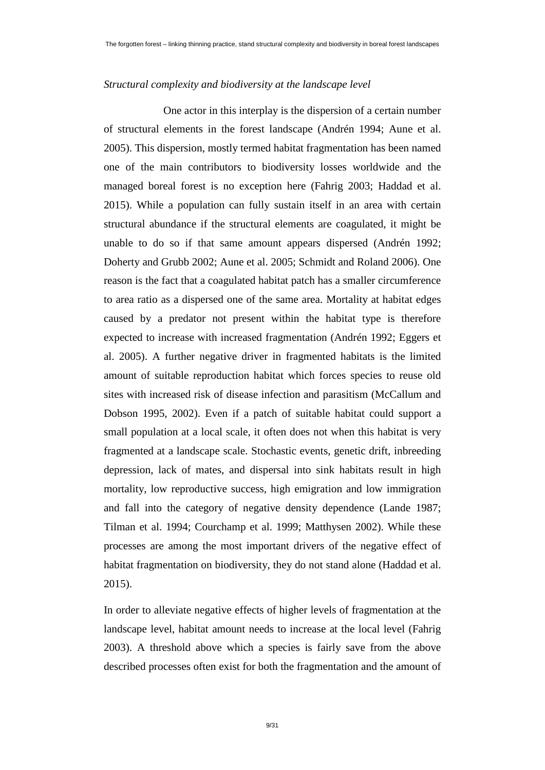*Structural complexity and biodiversity at the landscape level*

One actor in this interplay is the dispersion of a certain number of structural elements in the forest landscape (Andrén 1994; Aune et al. 2005). This dispersion, mostly termed habitat fragmentation has been named one of the main contributors to biodiversity losses worldwide and the managed boreal forest is no exception here (Fahrig 2003; Haddad et al. 2015). While a population can fully sustain itself in an area with certain structural abundance if the structural elements are coagulated, it might be unable to do so if that same amount appears dispersed (Andrén 1992; Doherty and Grubb 2002; Aune et al. 2005; Schmidt and Roland 2006). One reason is the fact that a coagulated habitat patch has a smaller circumference to area ratio as a dispersed one of the same area. Mortality at habitat edges caused by a predator not present within the habitat type is therefore expected to increase with increased fragmentation (Andrén 1992; Eggers et al. 2005). A further negative driver in fragmented habitats is the limited amount of suitable reproduction habitat which forces species to reuse old sites with increased risk of disease infection and parasitism (McCallum and Dobson 1995, 2002). Even if a patch of suitable habitat could support a small population at a local scale, it often does not when this habitat is very fragmented at a landscape scale. Stochastic events, genetic drift, inbreeding depression, lack of mates, and dispersal into sink habitats result in high mortality, low reproductive success, high emigration and low immigration and fall into the category of negative density dependence (Lande 1987; Tilman et al. 1994; Courchamp et al. 1999; Matthysen 2002). While these processes are among the most important drivers of the negative effect of habitat fragmentation on biodiversity, they do not stand alone (Haddad et al. 2015).

In order to alleviate negative effects of higher levels of fragmentation at the landscape level, habitat amount needs to increase at the local level (Fahrig 2003). A threshold above which a species is fairly save from the above described processes often exist for both the fragmentation and the amount of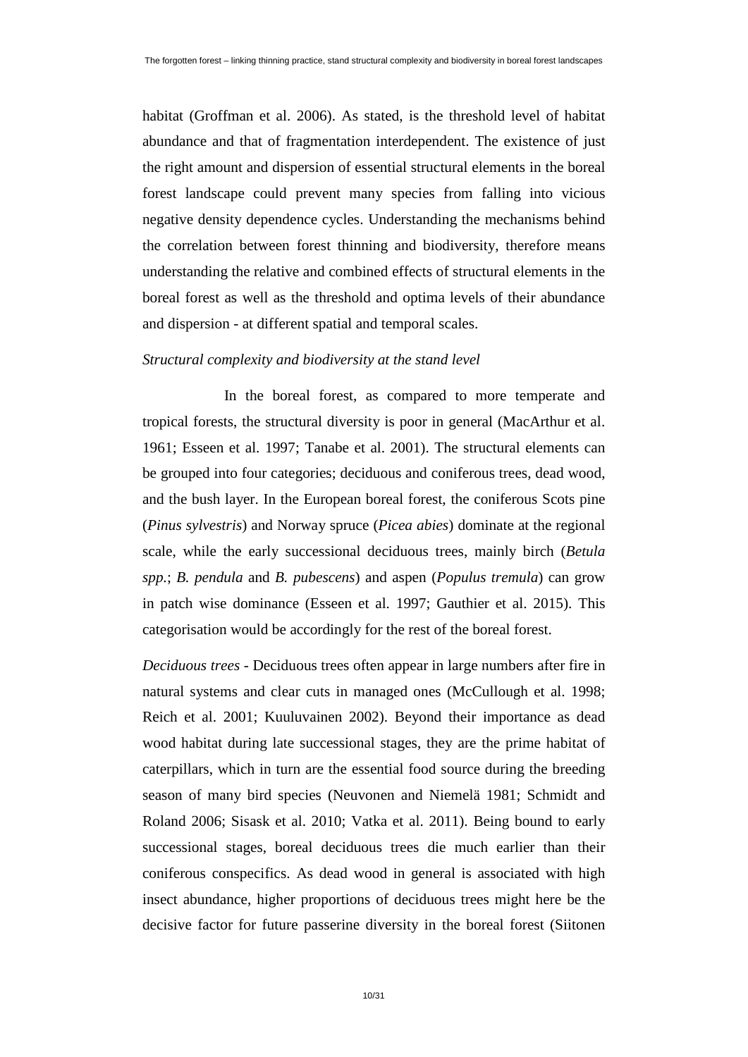habitat (Groffman et al. 2006). As stated, is the threshold level of habitat abundance and that of fragmentation interdependent. The existence of just the right amount and dispersion of essential structural elements in the boreal forest landscape could prevent many species from falling into vicious negative density dependence cycles. Understanding the mechanisms behind the correlation between forest thinning and biodiversity, therefore means understanding the relative and combined effects of structural elements in the boreal forest as well as the threshold and optima levels of their abundance and dispersion - at different spatial and temporal scales.

### *Structural complexity and biodiversity at the stand level*

In the boreal forest, as compared to more temperate and tropical forests, the structural diversity is poor in general (MacArthur et al. 1961; Esseen et al. 1997; Tanabe et al. 2001). The structural elements can be grouped into four categories; deciduous and coniferous trees, dead wood, and the bush layer. In the European boreal forest, the coniferous Scots pine (*Pinus sylvestris*) and Norway spruce (*Picea abies*) dominate at the regional scale, while the early successional deciduous trees, mainly birch (*Betula spp.*; *B. pendula* and *B. pubescens*) and aspen (*Populus tremula*) can grow in patch wise dominance (Esseen et al. 1997; Gauthier et al. 2015). This categorisation would be accordingly for the rest of the boreal forest.

*Deciduous trees* - Deciduous trees often appear in large numbers after fire in natural systems and clear cuts in managed ones (McCullough et al. 1998; Reich et al. 2001; Kuuluvainen 2002). Beyond their importance as dead wood habitat during late successional stages, they are the prime habitat of caterpillars, which in turn are the essential food source during the breeding season of many bird species (Neuvonen and Niemelä 1981; Schmidt and Roland 2006; Sisask et al. 2010; Vatka et al. 2011). Being bound to early successional stages, boreal deciduous trees die much earlier than their coniferous conspecifics. As dead wood in general is associated with high insect abundance, higher proportions of deciduous trees might here be the decisive factor for future passerine diversity in the boreal forest (Siitonen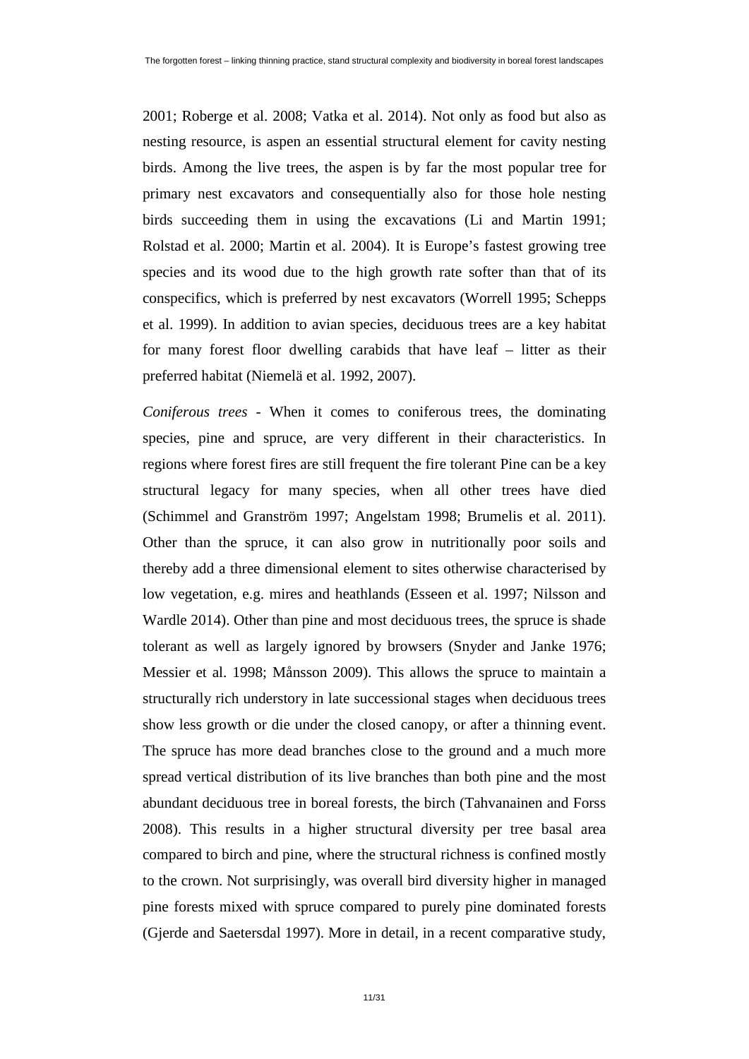2001; Roberge et al. 2008; Vatka et al. 2014). Not only as food but also as nesting resource, is aspen an essential structural element for cavity nesting birds. Among the live trees, the aspen is by far the most popular tree for primary nest excavators and consequentially also for those hole nesting birds succeeding them in using the excavations (Li and Martin 1991; Rolstad et al. 2000; Martin et al. 2004). It is Europe's fastest growing tree species and its wood due to the high growth rate softer than that of its conspecifics, which is preferred by nest excavators (Worrell 1995; Schepps et al. 1999). In addition to avian species, deciduous trees are a key habitat for many forest floor dwelling carabids that have leaf – litter as their preferred habitat (Niemelä et al. 1992, 2007).

*Coniferous trees* - When it comes to coniferous trees, the dominating species, pine and spruce, are very different in their characteristics. In regions where forest fires are still frequent the fire tolerant Pine can be a key structural legacy for many species, when all other trees have died (Schimmel and Granström 1997; Angelstam 1998; Brumelis et al. 2011). Other than the spruce, it can also grow in nutritionally poor soils and thereby add a three dimensional element to sites otherwise characterised by low vegetation, e.g. mires and heathlands (Esseen et al. 1997; Nilsson and Wardle 2014). Other than pine and most deciduous trees, the spruce is shade tolerant as well as largely ignored by browsers (Snyder and Janke 1976; Messier et al. 1998; Månsson 2009). This allows the spruce to maintain a structurally rich understory in late successional stages when deciduous trees show less growth or die under the closed canopy, or after a thinning event. The spruce has more dead branches close to the ground and a much more spread vertical distribution of its live branches than both pine and the most abundant deciduous tree in boreal forests, the birch (Tahvanainen and Forss 2008). This results in a higher structural diversity per tree basal area compared to birch and pine, where the structural richness is confined mostly to the crown. Not surprisingly, was overall bird diversity higher in managed pine forests mixed with spruce compared to purely pine dominated forests (Gjerde and Saetersdal 1997). More in detail, in a recent comparative study,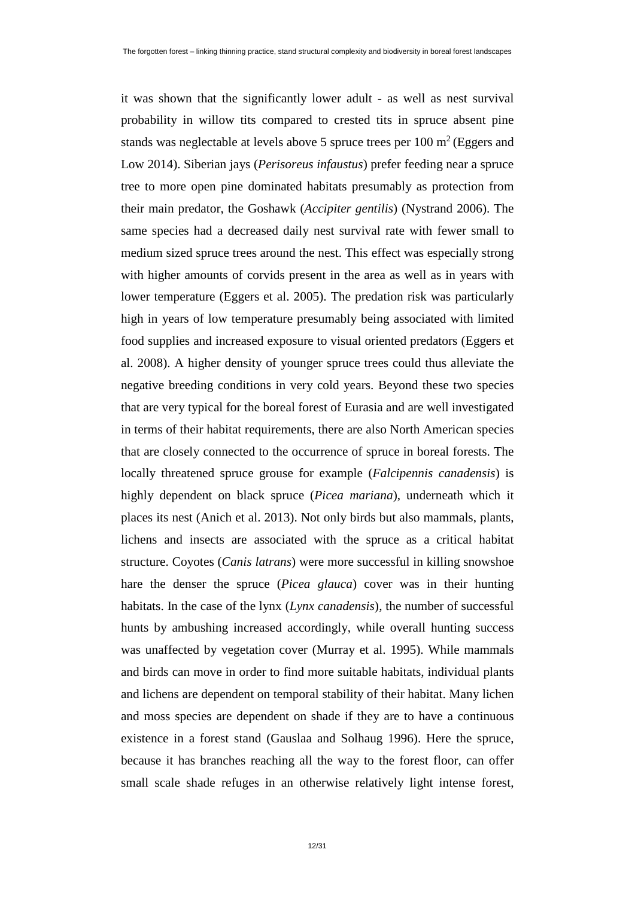it was shown that the significantly lower adult - as well as nest survival probability in willow tits compared to crested tits in spruce absent pine stands was neglectable at levels above 5 spruce trees per 100 $m^2$ (Eggers and Low 2014). Siberian jays (*Perisoreus infaustus*) prefer feeding near a spruce tree to more open pine dominated habitats presumably as protection from their main predator, the Goshawk (*Accipiter gentilis*) (Nystrand 2006). The same species had a decreased daily nest survival rate with fewer small to medium sized spruce trees around the nest. This effect was especially strong with higher amounts of corvids present in the area as well as in years with lower temperature (Eggers et al. 2005). The predation risk was particularly high in years of low temperature presumably being associated with limited food supplies and increased exposure to visual oriented predators (Eggers et al. 2008). A higher density of younger spruce trees could thus alleviate the negative breeding conditions in very cold years. Beyond these two species that are very typical for the boreal forest of Eurasia and are well investigated in terms of their habitat requirements, there are also North American species that are closely connected to the occurrence of spruce in boreal forests. The locally threatened spruce grouse for example (*Falcipennis canadensis*) is highly dependent on black spruce (*Picea mariana*), underneath which it places its nest (Anich et al. 2013). Not only birds but also mammals, plants, lichens and insects are associated with the spruce as a critical habitat structure. Coyotes (*Canis latrans*) were more successful in killing snowshoe hare the denser the spruce (*Picea glauca*) cover was in their hunting habitats. In the case of the lynx (*Lynx canadensis*), the number of successful hunts by ambushing increased accordingly, while overall hunting success was unaffected by vegetation cover (Murray et al. 1995). While mammals and birds can move in order to find more suitable habitats, individual plants and lichens are dependent on temporal stability of their habitat. Many lichen and moss species are dependent on shade if they are to have a continuous existence in a forest stand (Gauslaa and Solhaug 1996). Here the spruce, because it has branches reaching all the way to the forest floor, can offer small scale shade refuges in an otherwise relatively light intense forest,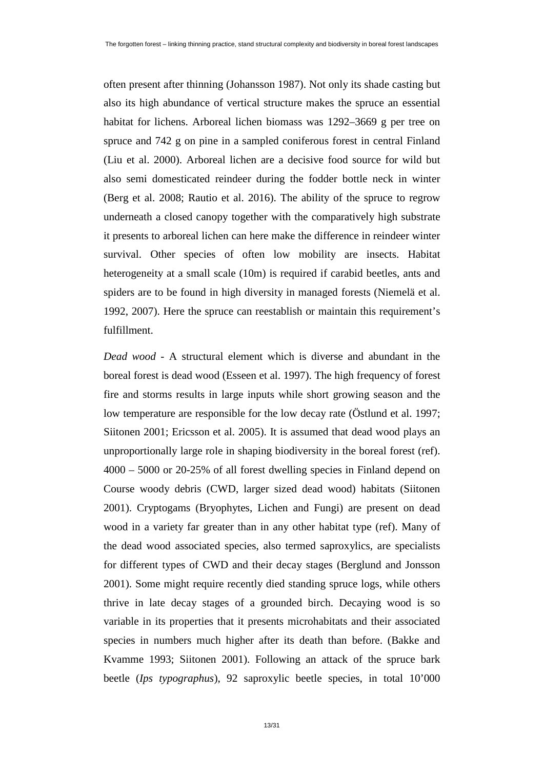often present after thinning (Johansson 1987). Not only its shade casting but also its high abundance of vertical structure makes the spruce an essential habitat for lichens. Arboreal lichen biomass was 1292–3669 g per tree on spruce and 742 g on pine in a sampled coniferous forest in central Finland (Liu et al. 2000). Arboreal lichen are a decisive food source for wild but also semi domesticated reindeer during the fodder bottle neck in winter (Berg et al. 2008; Rautio et al. 2016). The ability of the spruce to regrow underneath a closed canopy together with the comparatively high substrate it presents to arboreal lichen can here make the difference in reindeer winter survival. Other species of often low mobility are insects. Habitat heterogeneity at a small scale (10m) is required if carabid beetles, ants and spiders are to be found in high diversity in managed forests (Niemelä et al. 1992, 2007). Here the spruce can reestablish or maintain this requirement's fulfillment.

*Dead wood* - A structural element which is diverse and abundant in the boreal forest is dead wood (Esseen et al. 1997). The high frequency of forest fire and storms results in large inputs while short growing season and the low temperature are responsible for the low decay rate (Östlund et al. 1997; Siitonen 2001; Ericsson et al. 2005). It is assumed that dead wood plays an unproportionally large role in shaping biodiversity in the boreal forest (ref). 4000 – 5000 or 20-25% of all forest dwelling species in Finland depend on Course woody debris (CWD, larger sized dead wood) habitats (Siitonen 2001). Cryptogams (Bryophytes, Lichen and Fungi) are present on dead wood in a variety far greater than in any other habitat type (ref). Many of the dead wood associated species, also termed saproxylics, are specialists for different types of CWD and their decay stages (Berglund and Jonsson 2001). Some might require recently died standing spruce logs, while others thrive in late decay stages of a grounded birch. Decaying wood is so variable in its properties that it presents microhabitats and their associated species in numbers much higher after its death than before. (Bakke and Kvamme 1993; Siitonen 2001). Following an attack of the spruce bark beetle (*Ips typographus*), 92 saproxylic beetle species, in total 10'000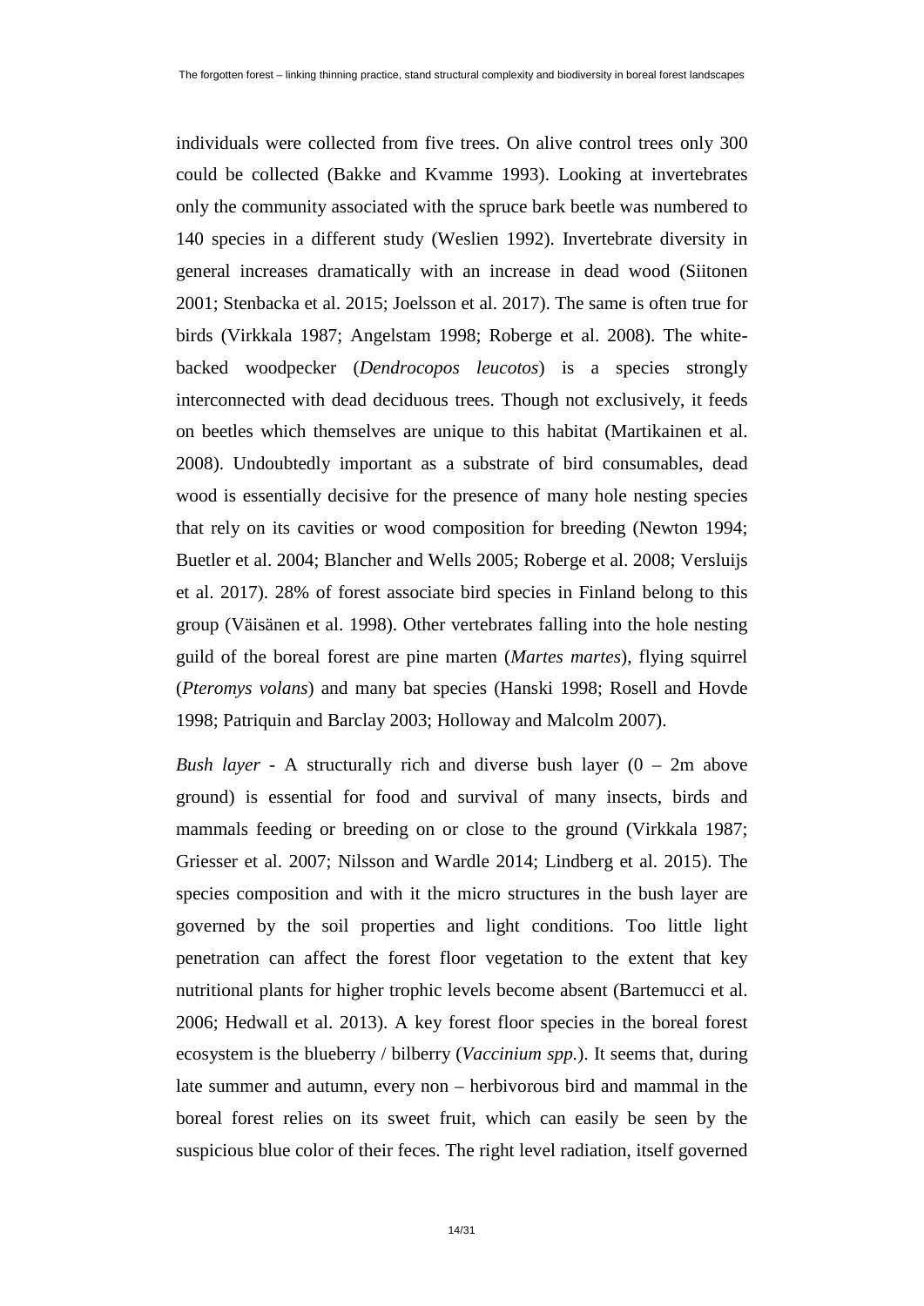individuals were collected from five trees. On alive control trees only 300 could be collected (Bakke and Kvamme 1993). Looking at invertebrates only the community associated with the spruce bark beetle was numbered to 140 species in a different study (Weslien 1992). Invertebrate diversity in general increases dramatically with an increase in dead wood (Siitonen 2001; Stenbacka et al. 2015; Joelsson et al. 2017). The same is often true for birds (Virkkala 1987; Angelstam 1998; Roberge et al. 2008). The white-backed woodpecker (*Dendrocopos leucotos*) is a species strongly interconnected with dead deciduous trees. Though not exclusively, it feeds on beetles which themselves are unique to this habitat (Martikainen et al. 2008). Undoubtedly important as a substrate of bird consumables, dead wood is essentially decisive for the presence of many hole nesting species that rely on its cavities or wood composition for breeding (Newton 1994; Buetler et al. 2004; Blancher and Wells 2005; Roberge et al. 2008; Versluijs et al. 2017). 28% of forest associate bird species in Finland belong to this group (Väisänen et al. 1998). Other vertebrates falling into the hole nesting guild of the boreal forest are pine marten (*Martes martes*), flying squirrel (*Pteromys volans*) and many bat species (Hanski 1998; Rosell and Hovde 1998; Patriquin and Barclay 2003; Holloway and Malcolm 2007).

*Bush layer* - A structurally rich and diverse bush layer (0 – 2m above ground) is essential for food and survival of many insects, birds and mammals feeding or breeding on or close to the ground (Virkkala 1987; Griesser et al. 2007; Nilsson and Wardle 2014; Lindberg et al. 2015). The species composition and with it the micro structures in the bush layer are governed by the soil properties and light conditions. Too little light penetration can affect the forest floor vegetation to the extent that key nutritional plants for higher trophic levels become absent (Bartemucci et al. 2006; Hedwall et al. 2013). A key forest floor species in the boreal forest ecosystem is the blueberry / bilberry (*Vaccinium spp.*). It seems that, during late summer and autumn, every non – herbivorous bird and mammal in the boreal forest relies on its sweet fruit, which can easily be seen by the suspicious blue color of their feces. The right level radiation, itself governed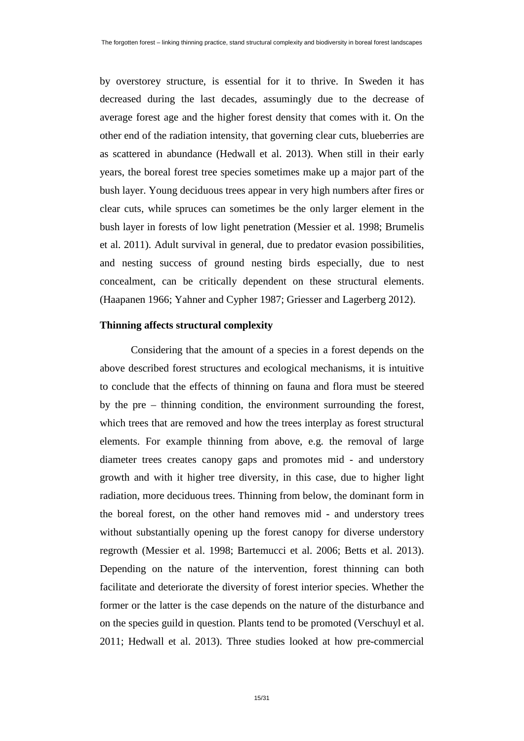by overstorey structure, is essential for it to thrive. In Sweden it has decreased during the last decades, assumingly due to the decrease of average forest age and the higher forest density that comes with it. On the other end of the radiation intensity, that governing clear cuts, blueberries are as scattered in abundance (Hedwall et al. 2013). When still in their early years, the boreal forest tree species sometimes make up a major part of the bush layer. Young deciduous trees appear in very high numbers after fires or clear cuts, while spruces can sometimes be the only larger element in the bush layer in forests of low light penetration (Messier et al. 1998; Brumelis et al. 2011). Adult survival in general, due to predator evasion possibilities, and nesting success of ground nesting birds especially, due to nest concealment, can be critically dependent on these structural elements. (Haapanen 1966; Yahner and Cypher 1987; Griesser and Lagerberg 2012).

**Thinning affects structural complexity**

Considering that the amount of a species in a forest depends on the above described forest structures and ecological mechanisms, it is intuitive to conclude that the effects of thinning on fauna and flora must be steered by the pre – thinning condition, the environment surrounding the forest, which trees that are removed and how the trees interplay as forest structural elements. For example thinning from above, e.g. the removal of large diameter trees creates canopy gaps and promotes mid - and understory growth and with it higher tree diversity, in this case, due to higher light radiation, more deciduous trees. Thinning from below, the dominant form in the boreal forest, on the other hand removes mid - and understory trees without substantially opening up the forest canopy for diverse understory regrowth (Messier et al. 1998; Bartemucci et al. 2006; Betts et al. 2013). Depending on the nature of the intervention, forest thinning can both facilitate and deteriorate the diversity of forest interior species. Whether the former or the latter is the case depends on the nature of the disturbance and on the species guild in question. Plants tend to be promoted (Verschuyl et al. 2011; Hedwall et al. 2013). Three studies looked at how pre-commercial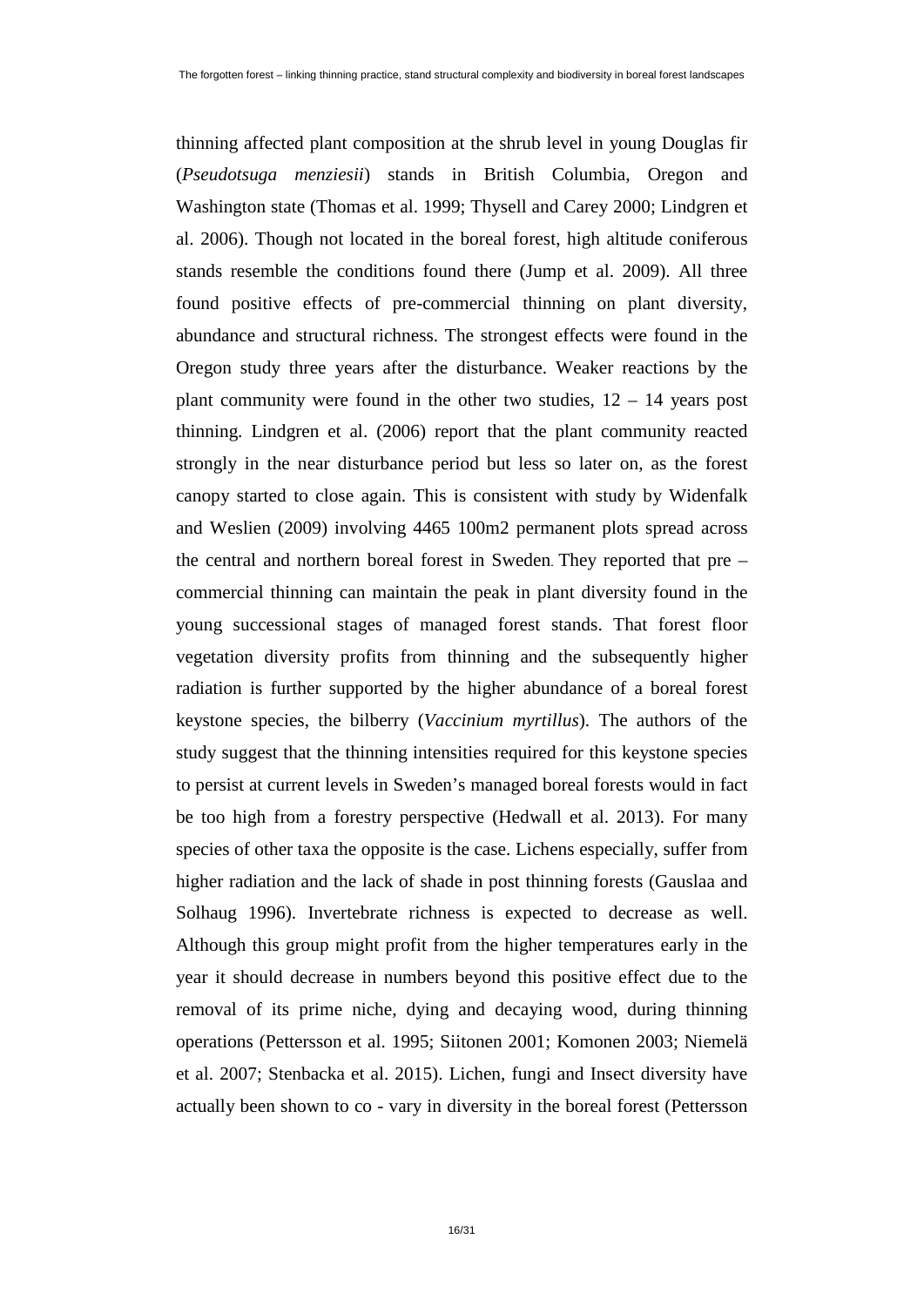thinning affected plant composition at the shrub level in young Douglas fir (*Pseudotsuga menziesii*) stands in British Columbia, Oregon and Washington state (Thomas et al. 1999; Thysell and Carey 2000; Lindgren et al. 2006). Though not located in the boreal forest, high altitude coniferous stands resemble the conditions found there (Jump et al. 2009). All three found positive effects of pre-commercial thinning on plant diversity, abundance and structural richness. The strongest effects were found in the Oregon study three years after the disturbance. Weaker reactions by the plant community were found in the other two studies, 12 – 14 years post thinning. Lindgren et al. (2006) report that the plant community reacted strongly in the near disturbance period but less so later on, as the forest canopy started to close again. This is consistent with study by Widenfalk and Weslien (2009) involving 4465 100m2 permanent plots spread across the central and northern boreal forest in Sweden. They reported that pre – commercial thinning can maintain the peak in plant diversity found in the young successional stages of managed forest stands. That forest floor vegetation diversity profits from thinning and the subsequently higher radiation is further supported by the higher abundance of a boreal forest keystone species, the bilberry (*Vaccinium myrtillus*). The authors of the study suggest that the thinning intensities required for this keystone species to persist at current levels in Sweden's managed boreal forests would in fact be too high from a forestry perspective (Hedwall et al. 2013). For many species of other taxa the opposite is the case. Lichens especially, suffer from higher radiation and the lack of shade in post thinning forests (Gauslaa and Solhaug 1996). Invertebrate richness is expected to decrease as well. Although this group might profit from the higher temperatures early in the year it should decrease in numbers beyond this positive effect due to the removal of its prime niche, dying and decaying wood, during thinning operations (Pettersson et al. 1995; Siitonen 2001; Komonen 2003; Niemelä et al. 2007; Stenbacka et al. 2015). Lichen, fungi and Insect diversity have actually been shown to co - vary in diversity in the boreal forest (Pettersson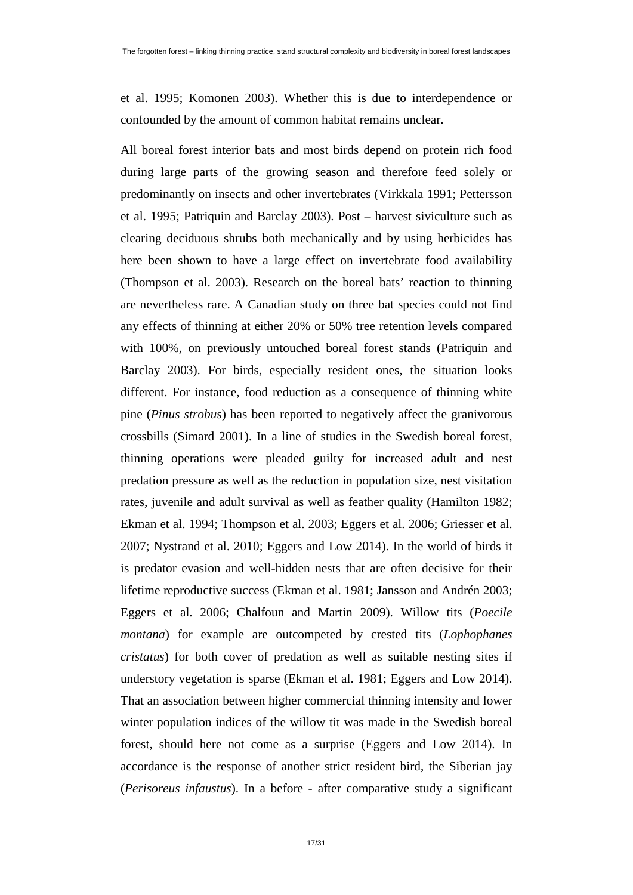et al. 1995; Komonen 2003). Whether this is due to interdependence or confounded by the amount of common habitat remains unclear.

All boreal forest interior bats and most birds depend on protein rich food during large parts of the growing season and therefore feed solely or predominantly on insects and other invertebrates (Virkkala 1991; Pettersson et al. 1995; Patriquin and Barclay 2003). Post – harvest siviculture such as clearing deciduous shrubs both mechanically and by using herbicides has here been shown to have a large effect on invertebrate food availability (Thompson et al. 2003). Research on the boreal bats' reaction to thinning are nevertheless rare. A Canadian study on three bat species could not find any effects of thinning at either 20% or 50% tree retention levels compared with 100%, on previously untouched boreal forest stands (Patriquin and Barclay 2003). For birds, especially resident ones, the situation looks different. For instance, food reduction as a consequence of thinning white pine (*Pinus strobus*) has been reported to negatively affect the granivorous crossbills (Simard 2001). In a line of studies in the Swedish boreal forest, thinning operations were pleaded guilty for increased adult and nest predation pressure as well as the reduction in population size, nest visitation rates, juvenile and adult survival as well as feather quality (Hamilton 1982; Ekman et al. 1994; Thompson et al. 2003; Eggers et al. 2006; Griesser et al. 2007; Nystrand et al. 2010; Eggers and Low 2014). In the world of birds it is predator evasion and well-hidden nests that are often decisive for their lifetime reproductive success (Ekman et al. 1981; Jansson and Andrén 2003; Eggers et al. 2006; Chalfoun and Martin 2009). Willow tits (*Poecile montana*) for example are outcompeted by crested tits (*Lophophanes cristatus*) for both cover of predation as well as suitable nesting sites if understory vegetation is sparse (Ekman et al. 1981; Eggers and Low 2014). That an association between higher commercial thinning intensity and lower winter population indices of the willow tit was made in the Swedish boreal forest, should here not come as a surprise (Eggers and Low 2014). In accordance is the response of another strict resident bird, the Siberian jay (*Perisoreus infaustus*). In a before - after comparative study a significant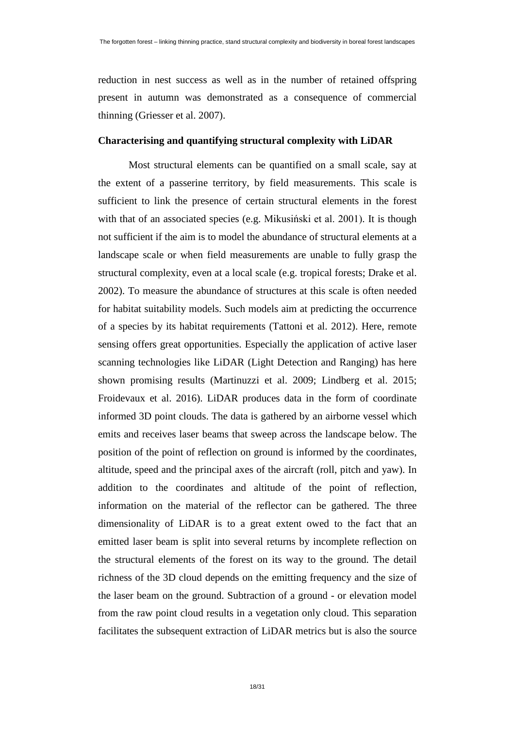reduction in nest success as well as in the number of retained offspring present in autumn was demonstrated as a consequence of commercial thinning (Griesser et al. 2007).

### Characterising and quantifying structural complexity with LiDAR

Most structural elements can be quantified on a small scale, say at the extent of a passerine territory, by field measurements. This scale is sufficient to link the presence of certain structural elements in the forest with that of an associated species (e.g. Mikusiński et al. 2001). It is though not sufficient if the aim is to model the abundance of structural elements at a landscape scale or when field measurements are unable to fully grasp the structural complexity, even at a local scale (e.g. tropical forests; Drake et al. 2002). To measure the abundance of structures at this scale is often needed for habitat suitability models. Such models aim at predicting the occurrence of a species by its habitat requirements (Tattoni et al. 2012). Here, remote sensing offers great opportunities. Especially the application of active laser scanning technologies like LiDAR (Light Detection and Ranging) has here shown promising results (Martinuzzi et al. 2009; Lindberg et al. 2015; Froidevaux et al. 2016). LiDAR produces data in the form of coordinate informed 3D point clouds. The data is gathered by an airborne vessel which emits and receives laser beams that sweep across the landscape below. The position of the point of reflection on ground is informed by the coordinates, altitude, speed and the principal axes of the aircraft (roll, pitch and yaw). In addition to the coordinates and altitude of the point of reflection, information on the material of the reflector can be gathered. The three dimensionality of LiDAR is to a great extent owed to the fact that an emitted laser beam is split into several returns by incomplete reflection on the structural elements of the forest on its way to the ground. The detail richness of the 3D cloud depends on the emitting frequency and the size of the laser beam on the ground. Subtraction of a ground - or elevation model from the raw point cloud results in a vegetation only cloud. This separation facilitates the subsequent extraction of LiDAR metrics but is also the source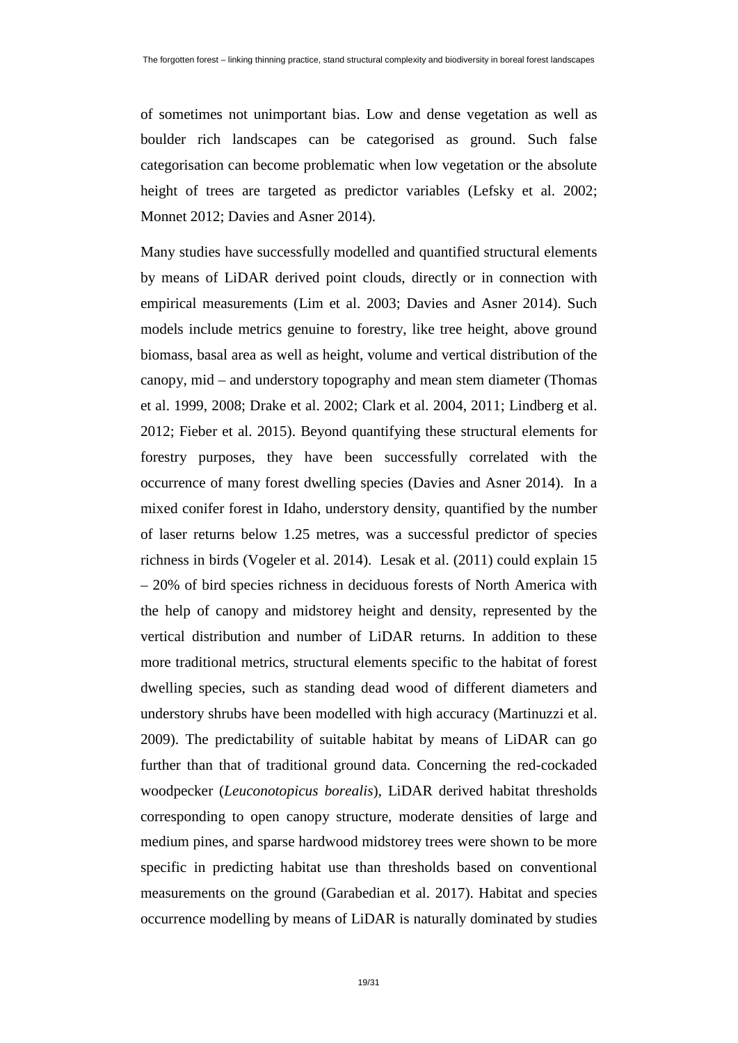of sometimes not unimportant bias. Low and dense vegetation as well as boulder rich landscapes can be categorised as ground. Such false categorisation can become problematic when low vegetation or the absolute height of trees are targeted as predictor variables (Lefsky et al. 2002; Monnet 2012; Davies and Asner 2014).

Many studies have successfully modelled and quantified structural elements by means of LiDAR derived point clouds, directly or in connection with empirical measurements (Lim et al. 2003; Davies and Asner 2014). Such models include metrics genuine to forestry, like tree height, above ground biomass, basal area as well as height, volume and vertical distribution of the canopy, mid – and understory topography and mean stem diameter (Thomas et al. 1999, 2008; Drake et al. 2002; Clark et al. 2004, 2011; Lindberg et al. 2012; Fieber et al. 2015). Beyond quantifying these structural elements for forestry purposes, they have been successfully correlated with the occurrence of many forest dwelling species (Davies and Asner 2014). In a mixed conifer forest in Idaho, understory density, quantified by the number of laser returns below 1.25 metres, was a successful predictor of species richness in birds (Vogeler et al. 2014). Lesak et al. (2011) could explain 15 – 20% of bird species richness in deciduous forests of North America with the help of canopy and midstorey height and density, represented by the vertical distribution and number of LiDAR returns. In addition to these more traditional metrics, structural elements specific to the habitat of forest dwelling species, such as standing dead wood of different diameters and understory shrubs have been modelled with high accuracy (Martinuzzi et al. 2009). The predictability of suitable habitat by means of LiDAR can go further than that of traditional ground data. Concerning the red-cockaded woodpecker (*Leuconotopicus borealis*), LiDAR derived habitat thresholds corresponding to open canopy structure, moderate densities of large and medium pines, and sparse hardwood midstorey trees were shown to be more specific in predicting habitat use than thresholds based on conventional measurements on the ground (Garabedian et al. 2017). Habitat and species occurrence modelling by means of LiDAR is naturally dominated by studies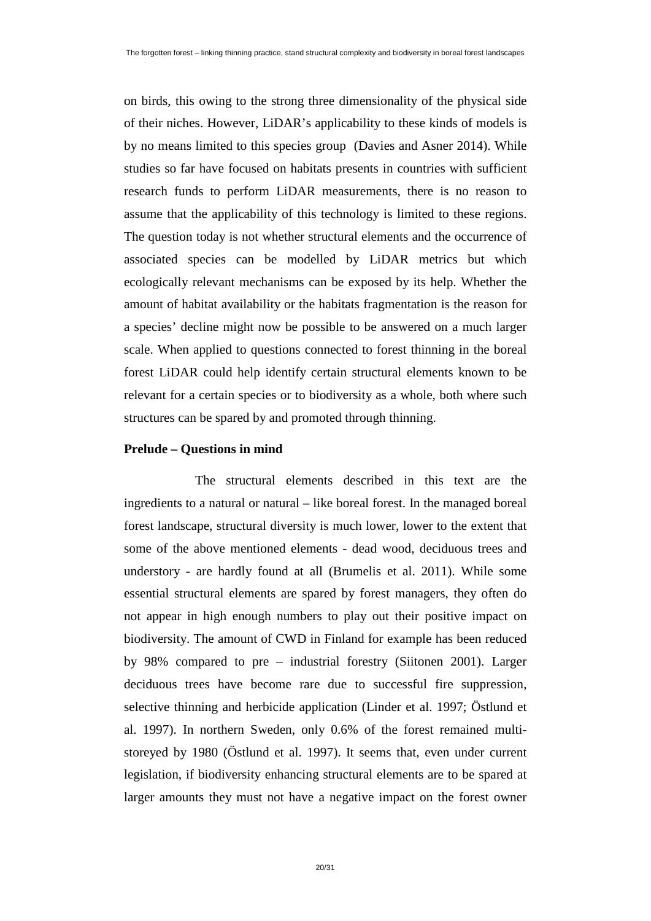on birds, this owing to the strong three dimensionality of the physical side of their niches. However, LiDAR's applicability to these kinds of models is by no means limited to this species group  (Davies and Asner 2014). While studies so far have focused on habitats presents in countries with sufficient research funds to perform LiDAR measurements, there is no reason to assume that the applicability of this technology is limited to these regions. The question today is not whether structural elements and the occurrence of associated species can be modelled by LiDAR metrics but which ecologically relevant mechanisms can be exposed by its help. Whether the amount of habitat availability or the habitats fragmentation is the reason for a species' decline might now be possible to be answered on a much larger scale. When applied to questions connected to forest thinning in the boreal forest LiDAR could help identify certain structural elements known to be relevant for a certain species or to biodiversity as a whole, both where such structures can be spared by and promoted through thinning.

**Prelude – Questions in mind**

The structural elements described in this text are the ingredients to a natural or natural – like boreal forest. In the managed boreal forest landscape, structural diversity is much lower, lower to the extent that some of the above mentioned elements - dead wood, deciduous trees and understory - are hardly found at all (Brumelis et al. 2011). While some essential structural elements are spared by forest managers, they often do not appear in high enough numbers to play out their positive impact on biodiversity. The amount of CWD in Finland for example has been reduced by 98% compared to pre – industrial forestry (Siitonen 2001). Larger deciduous trees have become rare due to successful fire suppression, selective thinning and herbicide application (Linder et al. 1997; Östlund et al. 1997). In northern Sweden, only 0.6% of the forest remained multi-storeyed by 1980 (Östlund et al. 1997). It seems that, even under current legislation, if biodiversity enhancing structural elements are to be spared at larger amounts they must not have a negative impact on the forest owner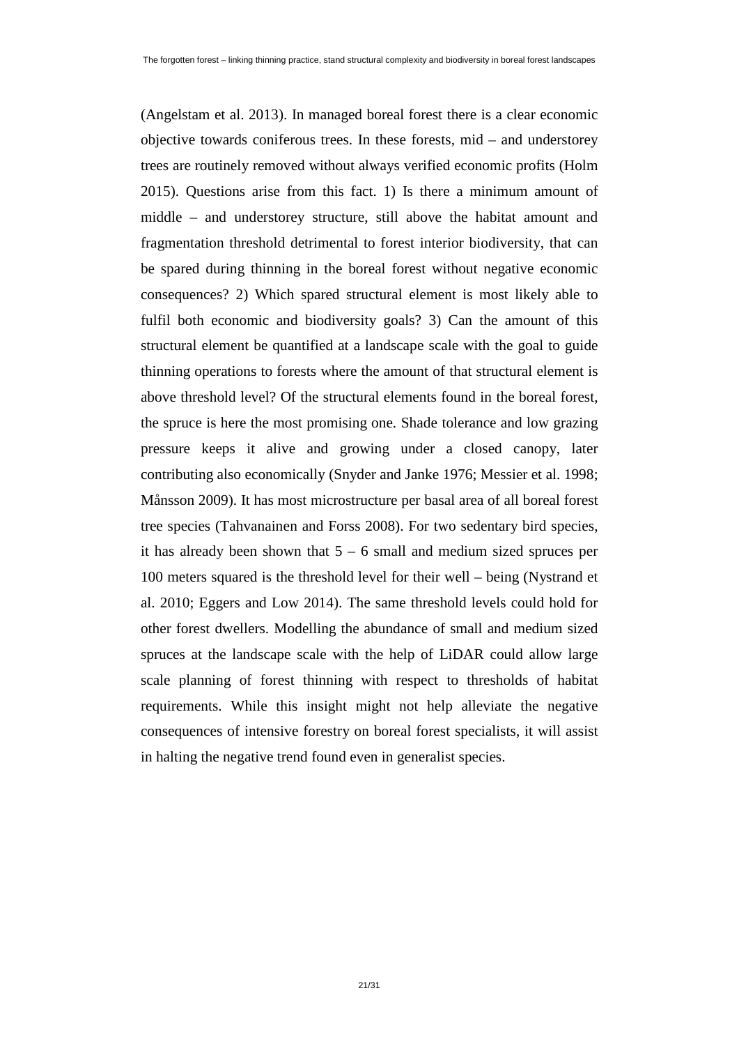(Angelstam et al. 2013). In managed boreal forest there is a clear economic objective towards coniferous trees. In these forests, mid – and understorey trees are routinely removed without always verified economic profits (Holm 2015). Questions arise from this fact. 1) Is there a minimum amount of middle – and understorey structure, still above the habitat amount and fragmentation threshold detrimental to forest interior biodiversity, that can be spared during thinning in the boreal forest without negative economic consequences? 2) Which spared structural element is most likely able to fulfil both economic and biodiversity goals? 3) Can the amount of this structural element be quantified at a landscape scale with the goal to guide thinning operations to forests where the amount of that structural element is above threshold level? Of the structural elements found in the boreal forest, the spruce is here the most promising one. Shade tolerance and low grazing pressure keeps it alive and growing under a closed canopy, later contributing also economically (Snyder and Janke 1976; Messier et al. 1998; Månsson 2009). It has most microstructure per basal area of all boreal forest tree species (Tahvanainen and Forss 2008). For two sedentary bird species, it has already been shown that 5 – 6 small and medium sized spruces per 100 meters squared is the threshold level for their well – being (Nystrand et al. 2010; Eggers and Low 2014). The same threshold levels could hold for other forest dwellers. Modelling the abundance of small and medium sized spruces at the landscape scale with the help of LiDAR could allow large scale planning of forest thinning with respect to thresholds of habitat requirements. While this insight might not help alleviate the negative consequences of intensive forestry on boreal forest specialists, it will assist in halting the negative trend found even in generalist species.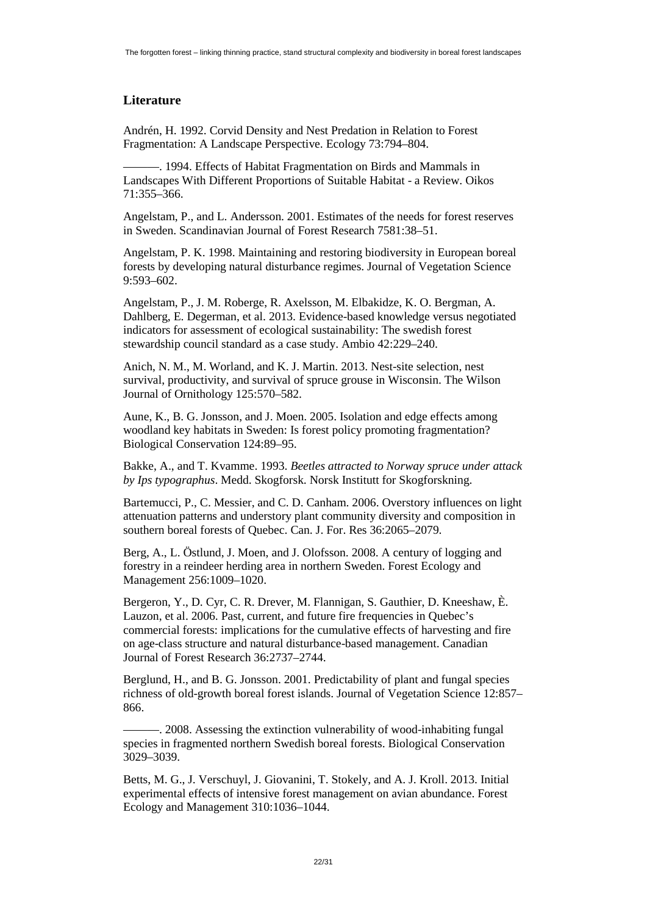## Literature

Andrén, H. 1992. Corvid Density and Nest Predation in Relation to Forest Fragmentation: A Landscape Perspective. Ecology 73:794–804.

———. 1994. Effects of Habitat Fragmentation on Birds and Mammals in Landscapes With Different Proportions of Suitable Habitat - a Review. Oikos 71:355–366.

Angelstam, P., and L. Andersson. 2001. Estimates of the needs for forest reserves in Sweden. Scandinavian Journal of Forest Research 7581:38–51.

Angelstam, P. K. 1998. Maintaining and restoring biodiversity in European boreal forests by developing natural disturbance regimes. Journal of Vegetation Science 9:593–602.

Angelstam, P., J. M. Roberge, R. Axelsson, M. Elbakidze, K. O. Bergman, A. Dahlberg, E. Degerman, et al. 2013. Evidence-based knowledge versus negotiated indicators for assessment of ecological sustainability: The swedish forest stewardship council standard as a case study. Ambio 42:229–240.

Anich, N. M., M. Worland, and K. J. Martin. 2013. Nest-site selection, nest survival, productivity, and survival of spruce grouse in Wisconsin. The Wilson Journal of Ornithology 125:570–582.

Aune, K., B. G. Jonsson, and J. Moen. 2005. Isolation and edge effects among woodland key habitats in Sweden: Is forest policy promoting fragmentation? Biological Conservation 124:89–95.

Bakke, A., and T. Kvamme. 1993. *Beetles attracted to Norway spruce under attack by Ips typographus*. Medd. Skogforsk. Norsk Institutt for Skogforskning.

Bartemucci, P., C. Messier, and C. D. Canham. 2006. Overstory influences on light attenuation patterns and understory plant community diversity and composition in southern boreal forests of Quebec. Can. J. For. Res 36:2065–2079.

Berg, A., L. Östlund, J. Moen, and J. Olofsson. 2008. A century of logging and forestry in a reindeer herding area in northern Sweden. Forest Ecology and Management 256:1009–1020.

Bergeron, Y., D. Cyr, C. R. Drever, M. Flannigan, S. Gauthier, D. Kneeshaw, È. Lauzon, et al. 2006. Past, current, and future fire frequencies in Quebec's commercial forests: implications for the cumulative effects of harvesting and fire on age-class structure and natural disturbance-based management. Canadian Journal of Forest Research 36:2737–2744.

Berglund, H., and B. G. Jonsson. 2001. Predictability of plant and fungal species richness of old-growth boreal forest islands. Journal of Vegetation Science 12:857–866.

———. 2008. Assessing the extinction vulnerability of wood-inhabiting fungal species in fragmented northern Swedish boreal forests. Biological Conservation 3029–3039.

Betts, M. G., J. Verschuyl, J. Giovanini, T. Stokely, and A. J. Kroll. 2013. Initial experimental effects of intensive forest management on avian abundance. Forest Ecology and Management 310:1036–1044.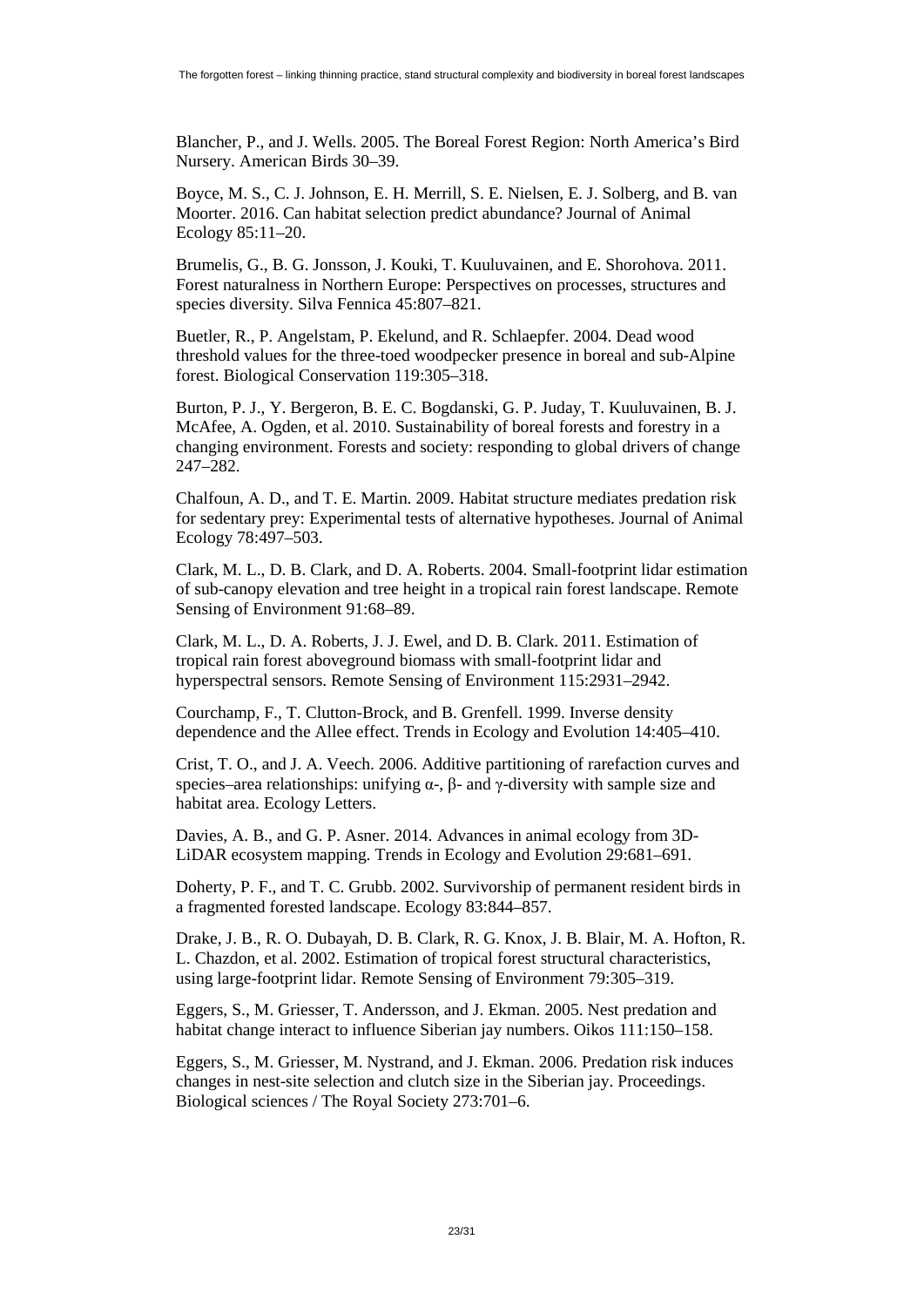Blancher, P., and J. Wells. 2005. The Boreal Forest Region: North America's Bird Nursery. American Birds 30–39.

Boyce, M. S., C. J. Johnson, E. H. Merrill, S. E. Nielsen, E. J. Solberg, and B. van Moorter. 2016. Can habitat selection predict abundance? Journal of Animal Ecology 85:11–20.

Brumelis, G., B. G. Jonsson, J. Kouki, T. Kuuluvainen, and E. Shorohova. 2011. Forest naturalness in Northern Europe: Perspectives on processes, structures and species diversity. Silva Fennica 45:807–821.

Buetler, R., P. Angelstam, P. Ekelund, and R. Schlaepfer. 2004. Dead wood threshold values for the three-toed woodpecker presence in boreal and sub-Alpine forest. Biological Conservation 119:305–318.

Burton, P. J., Y. Bergeron, B. E. C. Bogdanski, G. P. Juday, T. Kuuluvainen, B. J. McAfee, A. Ogden, et al. 2010. Sustainability of boreal forests and forestry in a changing environment. Forests and society: responding to global drivers of change 247–282.

Chalfoun, A. D., and T. E. Martin. 2009. Habitat structure mediates predation risk for sedentary prey: Experimental tests of alternative hypotheses. Journal of Animal Ecology 78:497–503.

Clark, M. L., D. B. Clark, and D. A. Roberts. 2004. Small-footprint lidar estimation of sub-canopy elevation and tree height in a tropical rain forest landscape. Remote Sensing of Environment 91:68–89.

Clark, M. L., D. A. Roberts, J. J. Ewel, and D. B. Clark. 2011. Estimation of tropical rain forest aboveground biomass with small-footprint lidar and hyperspectral sensors. Remote Sensing of Environment 115:2931–2942.

Courchamp, F., T. Clutton-Brock, and B. Grenfell. 1999. Inverse density dependence and the Allee effect. Trends in Ecology and Evolution 14:405–410.

Crist, T. O., and J. A. Veech. 2006. Additive partitioning of rarefaction curves and species–area relationships: unifying α-, β- and γ-diversity with sample size and habitat area. Ecology Letters.

Davies, A. B., and G. P. Asner. 2014. Advances in animal ecology from 3D-LiDAR ecosystem mapping. Trends in Ecology and Evolution 29:681–691.

Doherty, P. F., and T. C. Grubb. 2002. Survivorship of permanent resident birds in a fragmented forested landscape. Ecology 83:844–857.

Drake, J. B., R. O. Dubayah, D. B. Clark, R. G. Knox, J. B. Blair, M. A. Hofton, R. L. Chazdon, et al. 2002. Estimation of tropical forest structural characteristics, using large-footprint lidar. Remote Sensing of Environment 79:305–319.

Eggers, S., M. Griesser, T. Andersson, and J. Ekman. 2005. Nest predation and habitat change interact to influence Siberian jay numbers. Oikos 111:150–158.

Eggers, S., M. Griesser, M. Nystrand, and J. Ekman. 2006. Predation risk induces changes in nest-site selection and clutch size in the Siberian jay. Proceedings. Biological sciences / The Royal Society 273:701–6.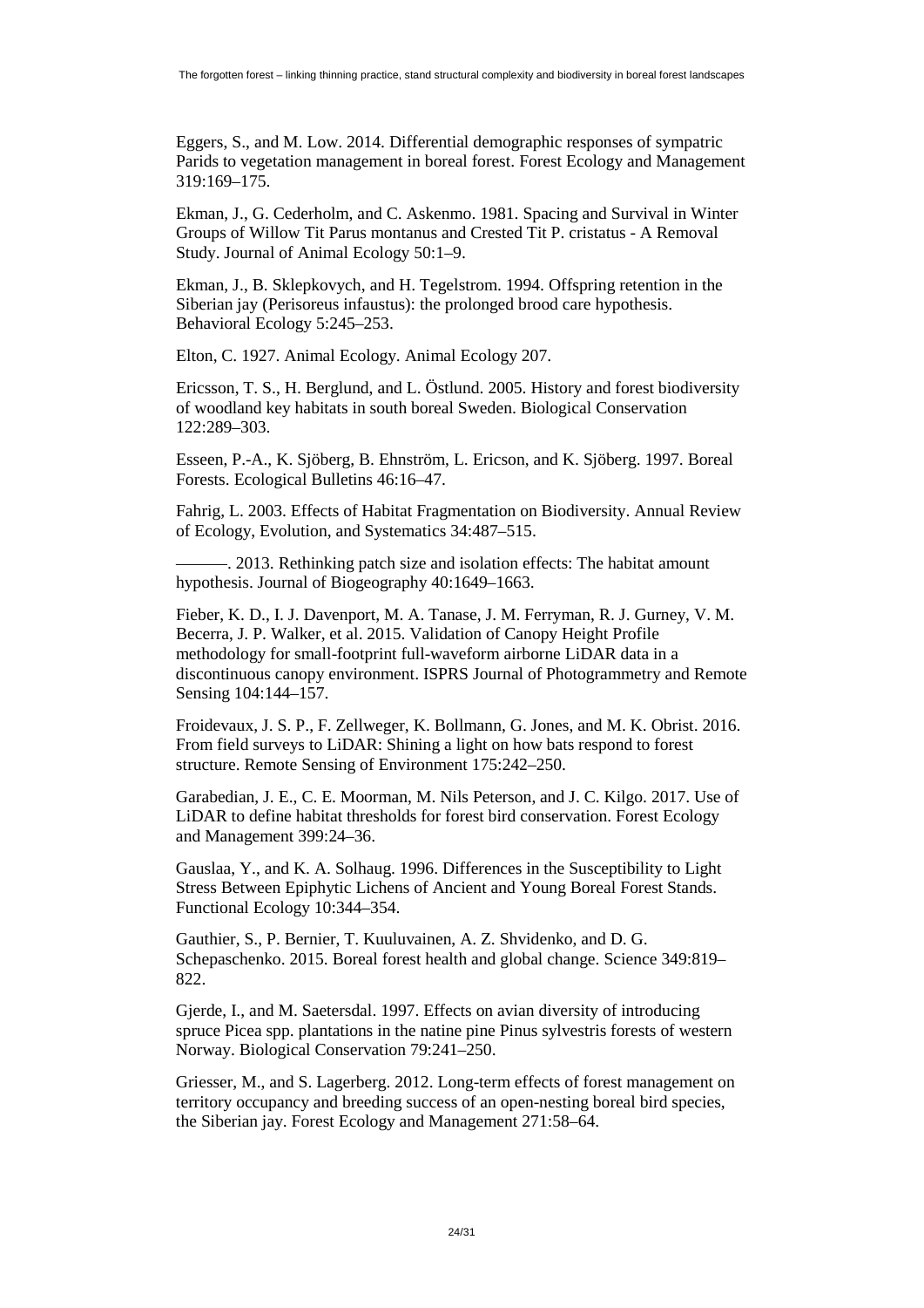Eggers, S., and M. Low. 2014. Differential demographic responses of sympatric Parids to vegetation management in boreal forest. Forest Ecology and Management 319:169–175.

Ekman, J., G. Cederholm, and C. Askenmo. 1981. Spacing and Survival in Winter Groups of Willow Tit Parus montanus and Crested Tit P. cristatus - A Removal Study. Journal of Animal Ecology 50:1–9.

Ekman, J., B. Sklepkovych, and H. Tegelstrom. 1994. Offspring retention in the Siberian jay (Perisoreus infaustus): the prolonged brood care hypothesis. Behavioral Ecology 5:245–253.

Elton, C. 1927. Animal Ecology. Animal Ecology 207.

Ericsson, T. S., H. Berglund, and L. Östlund. 2005. History and forest biodiversity of woodland key habitats in south boreal Sweden. Biological Conservation 122:289–303.

Esseen, P.-A., K. Sjöberg, B. Ehnström, L. Ericson, and K. Sjöberg. 1997. Boreal Forests. Ecological Bulletins 46:16–47.

Fahrig, L. 2003. Effects of Habitat Fragmentation on Biodiversity. Annual Review of Ecology, Evolution, and Systematics 34:487–515.

———. 2013. Rethinking patch size and isolation effects: The habitat amount hypothesis. Journal of Biogeography 40:1649–1663.

Fieber, K. D., I. J. Davenport, M. A. Tanase, J. M. Ferryman, R. J. Gurney, V. M. Becerra, J. P. Walker, et al. 2015. Validation of Canopy Height Profile methodology for small-footprint full-waveform airborne LiDAR data in a discontinuous canopy environment. ISPRS Journal of Photogrammetry and Remote Sensing 104:144–157.

Froidevaux, J. S. P., F. Zellweger, K. Bollmann, G. Jones, and M. K. Obrist. 2016. From field surveys to LiDAR: Shining a light on how bats respond to forest structure. Remote Sensing of Environment 175:242–250.

Garabedian, J. E., C. E. Moorman, M. Nils Peterson, and J. C. Kilgo. 2017. Use of LiDAR to define habitat thresholds for forest bird conservation. Forest Ecology and Management 399:24–36.

Gauslaa, Y., and K. A. Solhaug. 1996. Differences in the Susceptibility to Light Stress Between Epiphytic Lichens of Ancient and Young Boreal Forest Stands. Functional Ecology 10:344–354.

Gauthier, S., P. Bernier, T. Kuuluvainen, A. Z. Shvidenko, and D. G. Schepaschenko. 2015. Boreal forest health and global change. Science 349:819–822.

Gjerde, I., and M. Saetersdal. 1997. Effects on avian diversity of introducing spruce Picea spp. plantations in the natine pine Pinus sylvestris forests of western Norway. Biological Conservation 79:241–250.

Griesser, M., and S. Lagerberg. 2012. Long-term effects of forest management on territory occupancy and breeding success of an open-nesting boreal bird species, the Siberian jay. Forest Ecology and Management 271:58–64.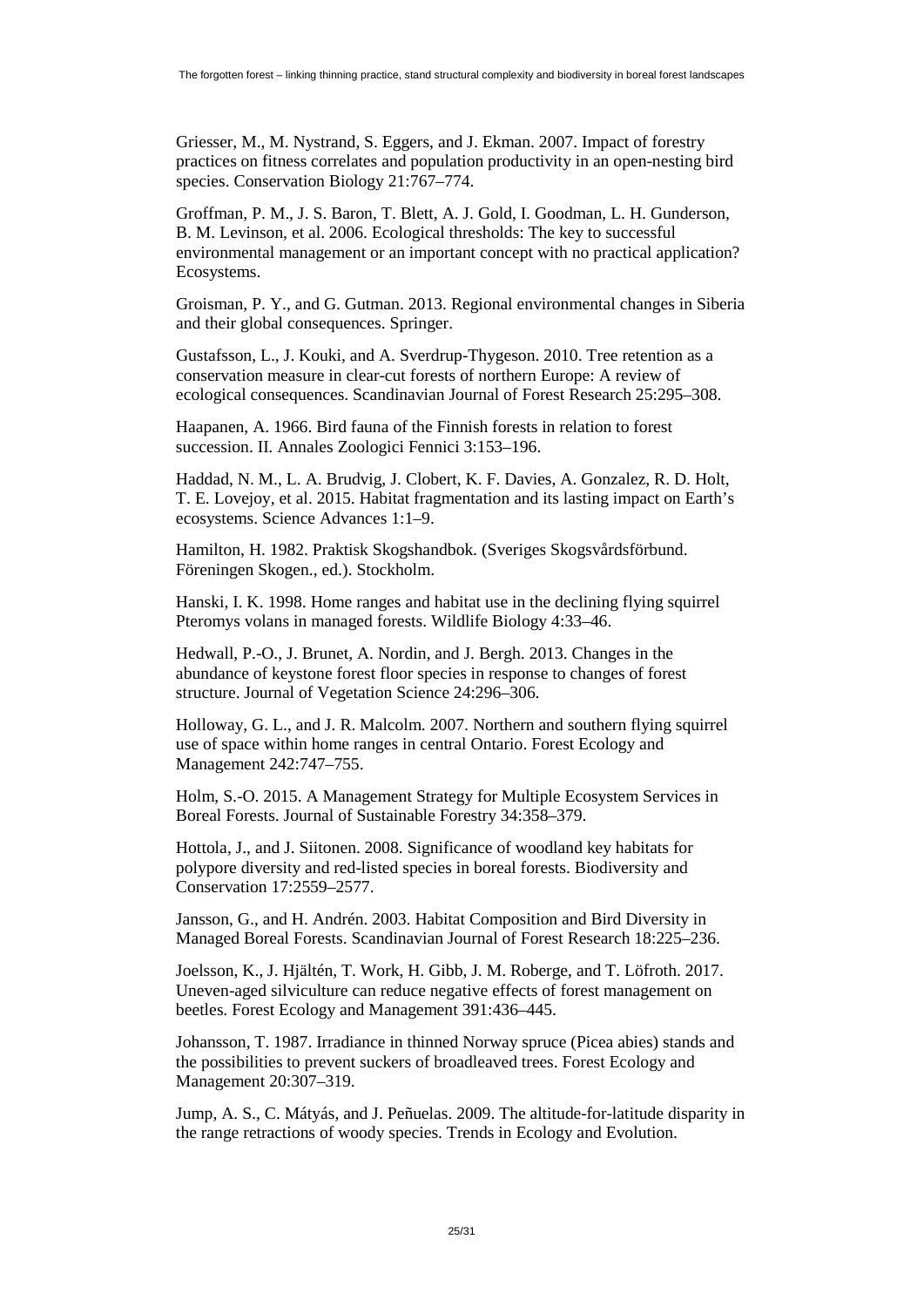Griesser, M., M. Nystrand, S. Eggers, and J. Ekman. 2007. Impact of forestry practices on fitness correlates and population productivity in an open-nesting bird species. Conservation Biology 21:767–774.

Groffman, P. M., J. S. Baron, T. Blett, A. J. Gold, I. Goodman, L. H. Gunderson, B. M. Levinson, et al. 2006. Ecological thresholds: The key to successful environmental management or an important concept with no practical application? Ecosystems.

Groisman, P. Y., and G. Gutman. 2013. Regional environmental changes in Siberia and their global consequences. Springer.

Gustafsson, L., J. Kouki, and A. Sverdrup-Thygeson. 2010. Tree retention as a conservation measure in clear-cut forests of northern Europe: A review of ecological consequences. Scandinavian Journal of Forest Research 25:295–308.

Haapanen, A. 1966. Bird fauna of the Finnish forests in relation to forest succession. II. Annales Zoologici Fennici 3:153–196.

Haddad, N. M., L. A. Brudvig, J. Clobert, K. F. Davies, A. Gonzalez, R. D. Holt, T. E. Lovejoy, et al. 2015. Habitat fragmentation and its lasting impact on Earth's ecosystems. Science Advances 1:1–9.

Hamilton, H. 1982. Praktisk Skogshandbok. (Sveriges Skogsvårdsförbund. Föreningen Skogen., ed.). Stockholm.

Hanski, I. K. 1998. Home ranges and habitat use in the declining flying squirrel Pteromys volans in managed forests. Wildlife Biology 4:33–46.

Hedwall, P.-O., J. Brunet, A. Nordin, and J. Bergh. 2013. Changes in the abundance of keystone forest floor species in response to changes of forest structure. Journal of Vegetation Science 24:296–306.

Holloway, G. L., and J. R. Malcolm. 2007. Northern and southern flying squirrel use of space within home ranges in central Ontario. Forest Ecology and Management 242:747–755.

Holm, S.-O. 2015. A Management Strategy for Multiple Ecosystem Services in Boreal Forests. Journal of Sustainable Forestry 34:358–379.

Hottola, J., and J. Siitonen. 2008. Significance of woodland key habitats for polypore diversity and red-listed species in boreal forests. Biodiversity and Conservation 17:2559–2577.

Jansson, G., and H. Andrén. 2003. Habitat Composition and Bird Diversity in Managed Boreal Forests. Scandinavian Journal of Forest Research 18:225–236.

Joelsson, K., J. Hjältén, T. Work, H. Gibb, J. M. Roberge, and T. Löfroth. 2017. Uneven-aged silviculture can reduce negative effects of forest management on beetles. Forest Ecology and Management 391:436–445.

Johansson, T. 1987. Irradiance in thinned Norway spruce (Picea abies) stands and the possibilities to prevent suckers of broadleaved trees. Forest Ecology and Management 20:307–319.

Jump, A. S., C. Mátyás, and J. Peñuelas. 2009. The altitude-for-latitude disparity in the range retractions of woody species. Trends in Ecology and Evolution.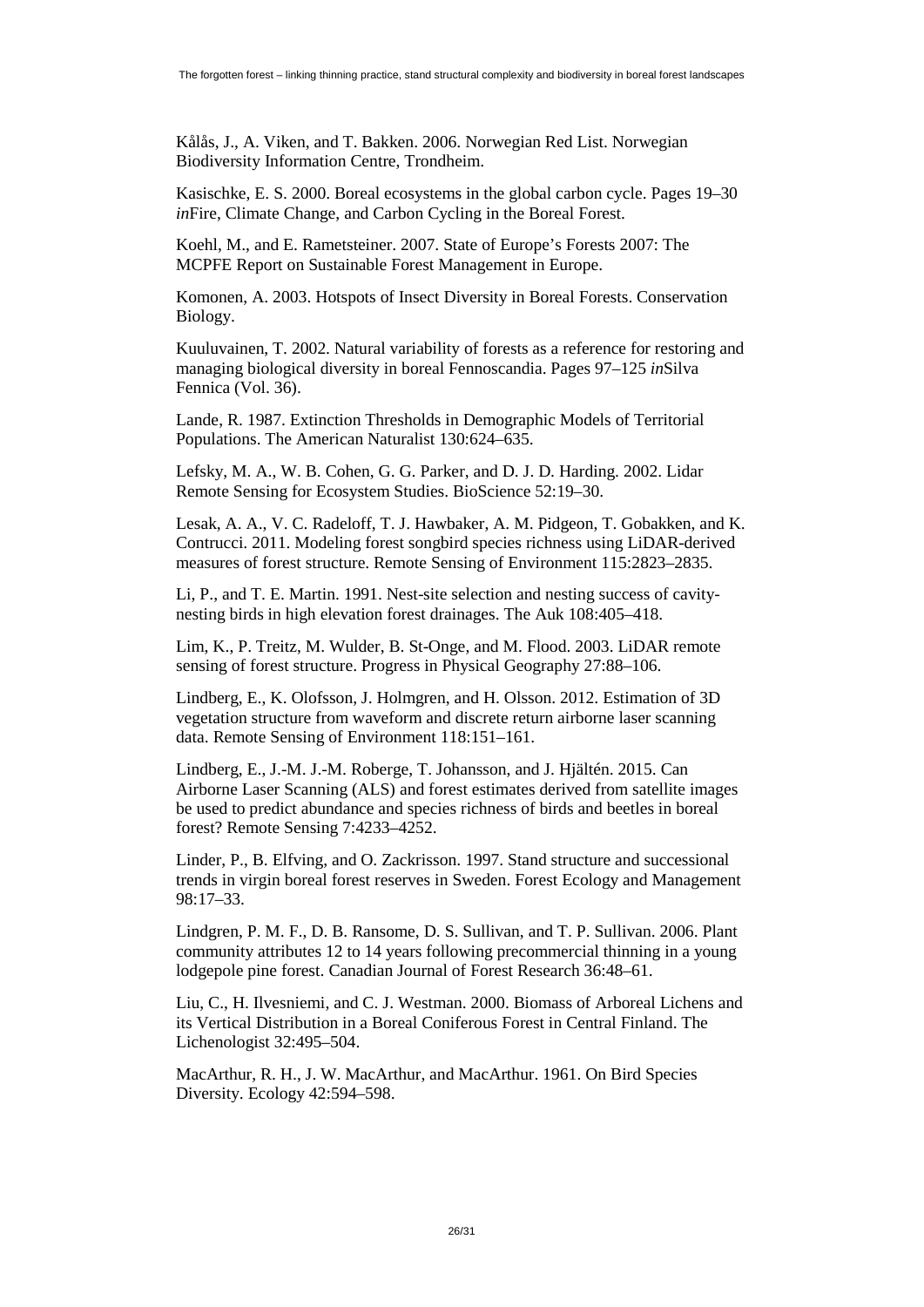Kålås, J., A. Viken, and T. Bakken. 2006. Norwegian Red List. Norwegian Biodiversity Information Centre, Trondheim.

Kasischke, E. S. 2000. Boreal ecosystems in the global carbon cycle. Pages 19–30 *in*Fire, Climate Change, and Carbon Cycling in the Boreal Forest.

Koehl, M., and E. Rametsteiner. 2007. State of Europe's Forests 2007: The MCPFE Report on Sustainable Forest Management in Europe.

Komonen, A. 2003. Hotspots of Insect Diversity in Boreal Forests. Conservation Biology.

Kuuluvainen, T. 2002. Natural variability of forests as a reference for restoring and managing biological diversity in boreal Fennoscandia. Pages 97–125 *in*Silva Fennica (Vol. 36).

Lande, R. 1987. Extinction Thresholds in Demographic Models of Territorial Populations. The American Naturalist 130:624–635.

Lefsky, M. A., W. B. Cohen, G. G. Parker, and D. J. D. Harding. 2002. Lidar Remote Sensing for Ecosystem Studies. BioScience 52:19–30.

Lesak, A. A., V. C. Radeloff, T. J. Hawbaker, A. M. Pidgeon, T. Gobakken, and K. Contrucci. 2011. Modeling forest songbird species richness using LiDAR-derived measures of forest structure. Remote Sensing of Environment 115:2823–2835.

Li, P., and T. E. Martin. 1991. Nest-site selection and nesting success of cavity-nesting birds in high elevation forest drainages. The Auk 108:405–418.

Lim, K., P. Treitz, M. Wulder, B. St-Onge, and M. Flood. 2003. LiDAR remote sensing of forest structure. Progress in Physical Geography 27:88–106.

Lindberg, E., K. Olofsson, J. Holmgren, and H. Olsson. 2012. Estimation of 3D vegetation structure from waveform and discrete return airborne laser scanning data. Remote Sensing of Environment 118:151–161.

Lindberg, E., J.-M. J.-M. Roberge, T. Johansson, and J. Hjältén. 2015. Can Airborne Laser Scanning (ALS) and forest estimates derived from satellite images be used to predict abundance and species richness of birds and beetles in boreal forest? Remote Sensing 7:4233–4252.

Linder, P., B. Elfving, and O. Zackrisson. 1997. Stand structure and successional trends in virgin boreal forest reserves in Sweden. Forest Ecology and Management 98:17–33.

Lindgren, P. M. F., D. B. Ransome, D. S. Sullivan, and T. P. Sullivan. 2006. Plant community attributes 12 to 14 years following precommercial thinning in a young lodgepole pine forest. Canadian Journal of Forest Research 36:48–61.

Liu, C., H. Ilvesniemi, and C. J. Westman. 2000. Biomass of Arboreal Lichens and its Vertical Distribution in a Boreal Coniferous Forest in Central Finland. The Lichenologist 32:495–504.

MacArthur, R. H., J. W. MacArthur, and MacArthur. 1961. On Bird Species Diversity. Ecology 42:594–598.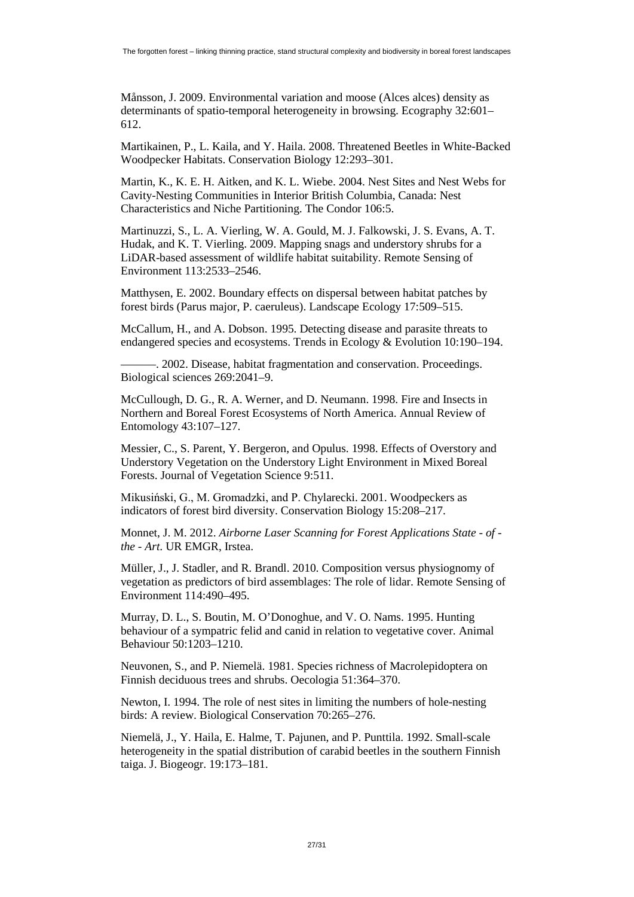Månsson, J. 2009. Environmental variation and moose (Alces alces) density as determinants of spatio-temporal heterogeneity in browsing. Ecography 32:601–612.

Martikainen, P., L. Kaila, and Y. Haila. 2008. Threatened Beetles in White-Backed Woodpecker Habitats. Conservation Biology 12:293–301.

Martin, K., K. E. H. Aitken, and K. L. Wiebe. 2004. Nest Sites and Nest Webs for Cavity-Nesting Communities in Interior British Columbia, Canada: Nest Characteristics and Niche Partitioning. The Condor 106:5.

Martinuzzi, S., L. A. Vierling, W. A. Gould, M. J. Falkowski, J. S. Evans, A. T. Hudak, and K. T. Vierling. 2009. Mapping snags and understory shrubs for a LiDAR-based assessment of wildlife habitat suitability. Remote Sensing of Environment 113:2533–2546.

Matthysen, E. 2002. Boundary effects on dispersal between habitat patches by forest birds (Parus major, P. caeruleus). Landscape Ecology 17:509–515.

McCallum, H., and A. Dobson. 1995. Detecting disease and parasite threats to endangered species and ecosystems. Trends in Ecology & Evolution 10:190–194.

———. 2002. Disease, habitat fragmentation and conservation. Proceedings. Biological sciences 269:2041–9.

McCullough, D. G., R. A. Werner, and D. Neumann. 1998. Fire and Insects in Northern and Boreal Forest Ecosystems of North America. Annual Review of Entomology 43:107–127.

Messier, C., S. Parent, Y. Bergeron, and Opulus. 1998. Effects of Overstory and Understory Vegetation on the Understory Light Environment in Mixed Boreal Forests. Journal of Vegetation Science 9:511.

Mikusiński, G., M. Gromadzki, and P. Chylarecki. 2001. Woodpeckers as indicators of forest bird diversity. Conservation Biology 15:208–217.

Monnet, J. M. 2012. *Airborne Laser Scanning for Forest Applications State - of - the - Art*. UR EMGR, Irstea.

Müller, J., J. Stadler, and R. Brandl. 2010. Composition versus physiognomy of vegetation as predictors of bird assemblages: The role of lidar. Remote Sensing of Environment 114:490–495.

Murray, D. L., S. Boutin, M. O'Donoghue, and V. O. Nams. 1995. Hunting behaviour of a sympatric felid and canid in relation to vegetative cover. Animal Behaviour 50:1203–1210.

Neuvonen, S., and P. Niemelä. 1981. Species richness of Macrolepidoptera on Finnish deciduous trees and shrubs. Oecologia 51:364–370.

Newton, I. 1994. The role of nest sites in limiting the numbers of hole-nesting birds: A review. Biological Conservation 70:265–276.

Niemelä, J., Y. Haila, E. Halme, T. Pajunen, and P. Punttila. 1992. Small-scale heterogeneity in the spatial distribution of carabid beetles in the southern Finnish taiga. J. Biogeogr. 19:173–181.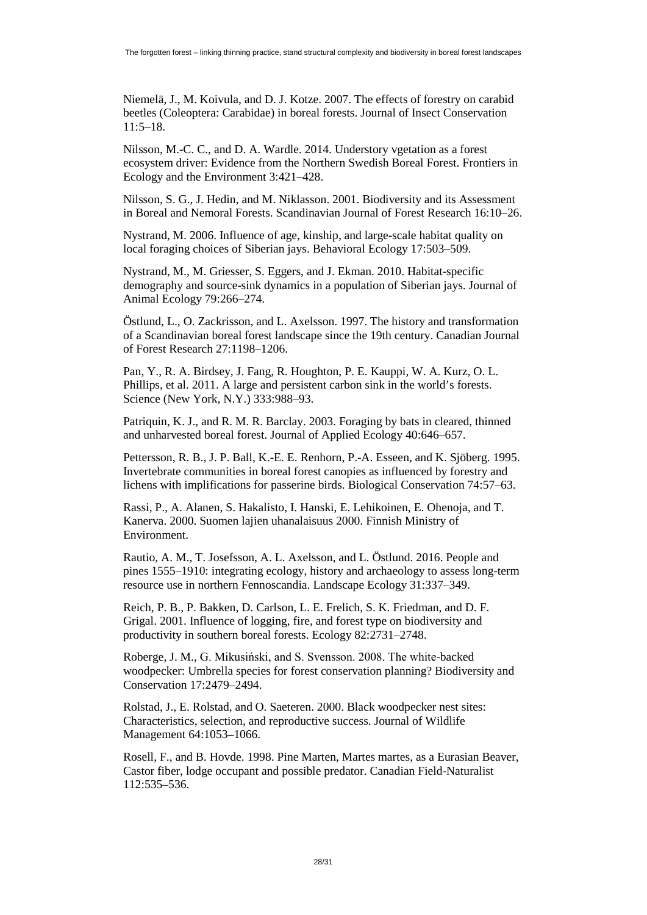Niemelä, J., M. Koivula, and D. J. Kotze. 2007. The effects of forestry on carabid beetles (Coleoptera: Carabidae) in boreal forests. Journal of Insect Conservation 11:5–18.

Nilsson, M.-C. C., and D. A. Wardle. 2014. Understory vgetation as a forest ecosystem driver: Evidence from the Northern Swedish Boreal Forest. Frontiers in Ecology and the Environment 3:421–428.

Nilsson, S. G., J. Hedin, and M. Niklasson. 2001. Biodiversity and its Assessment in Boreal and Nemoral Forests. Scandinavian Journal of Forest Research 16:10–26.

Nystrand, M. 2006. Influence of age, kinship, and large-scale habitat quality on local foraging choices of Siberian jays. Behavioral Ecology 17:503–509.

Nystrand, M., M. Griesser, S. Eggers, and J. Ekman. 2010. Habitat-specific demography and source-sink dynamics in a population of Siberian jays. Journal of Animal Ecology 79:266–274.

Östlund, L., O. Zackrisson, and L. Axelsson. 1997. The history and transformation of a Scandinavian boreal forest landscape since the 19th century. Canadian Journal of Forest Research 27:1198–1206.

Pan, Y., R. A. Birdsey, J. Fang, R. Houghton, P. E. Kauppi, W. A. Kurz, O. L. Phillips, et al. 2011. A large and persistent carbon sink in the world's forests. Science (New York, N.Y.) 333:988–93.

Patriquin, K. J., and R. M. R. Barclay. 2003. Foraging by bats in cleared, thinned and unharvested boreal forest. Journal of Applied Ecology 40:646–657.

Pettersson, R. B., J. P. Ball, K.-E. E. Renhorn, P.-A. Esseen, and K. Sjöberg. 1995. Invertebrate communities in boreal forest canopies as influenced by forestry and lichens with implifications for passerine birds. Biological Conservation 74:57–63.

Rassi, P., A. Alanen, S. Hakalisto, I. Hanski, E. Lehikoinen, E. Ohenoja, and T. Kanerva. 2000. Suomen lajien uhanalaisuus 2000. Finnish Ministry of Environment.

Rautio, A. M., T. Josefsson, A. L. Axelsson, and L. Östlund. 2016. People and pines 1555–1910: integrating ecology, history and archaeology to assess long-term resource use in northern Fennoscandia. Landscape Ecology 31:337–349.

Reich, P. B., P. Bakken, D. Carlson, L. E. Frelich, S. K. Friedman, and D. F. Grigal. 2001. Influence of logging, fire, and forest type on biodiversity and productivity in southern boreal forests. Ecology 82:2731–2748.

Roberge, J. M., G. Mikusiński, and S. Svensson. 2008. The white-backed woodpecker: Umbrella species for forest conservation planning? Biodiversity and Conservation 17:2479–2494.

Rolstad, J., E. Rolstad, and O. Saeteren. 2000. Black woodpecker nest sites: Characteristics, selection, and reproductive success. Journal of Wildlife Management 64:1053–1066.

Rosell, F., and B. Hovde. 1998. Pine Marten, Martes martes, as a Eurasian Beaver, Castor fiber, lodge occupant and possible predator. Canadian Field-Naturalist 112:535–536.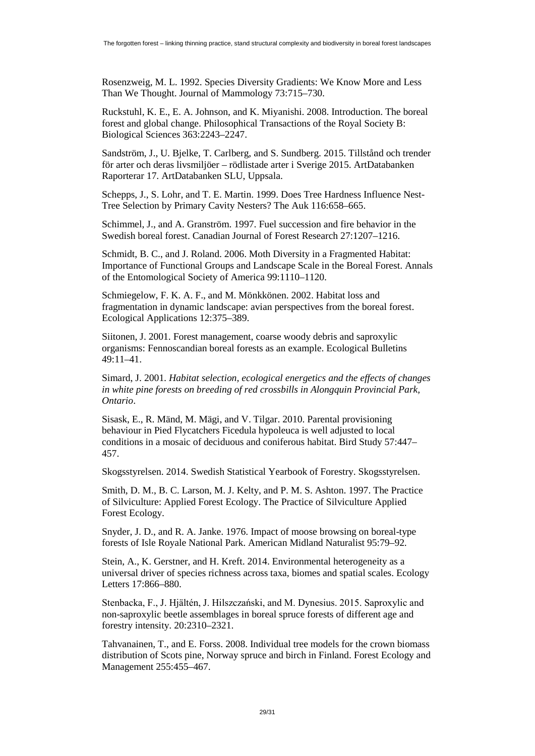Rosenzweig, M. L. 1992. Species Diversity Gradients: We Know More and Less Than We Thought. Journal of Mammology 73:715–730.

Ruckstuhl, K. E., E. A. Johnson, and K. Miyanishi. 2008. Introduction. The boreal forest and global change. Philosophical Transactions of the Royal Society B: Biological Sciences 363:2243–2247.

Sandström, J., U. Bjelke, T. Carlberg, and S. Sundberg. 2015. Tillstånd och trender för arter och deras livsmiljöer – rödlistade arter i Sverige 2015. ArtDatabanken Raporterar 17. ArtDatabanken SLU, Uppsala.

Schepps, J., S. Lohr, and T. E. Martin. 1999. Does Tree Hardness Influence Nest-Tree Selection by Primary Cavity Nesters? The Auk 116:658–665.

Schimmel, J., and A. Granström. 1997. Fuel succession and fire behavior in the Swedish boreal forest. Canadian Journal of Forest Research 27:1207–1216.

Schmidt, B. C., and J. Roland. 2006. Moth Diversity in a Fragmented Habitat: Importance of Functional Groups and Landscape Scale in the Boreal Forest. Annals of the Entomological Society of America 99:1110–1120.

Schmiegelow, F. K. A. F., and M. Mönkkönen. 2002. Habitat loss and fragmentation in dynamic landscape: avian perspectives from the boreal forest. Ecological Applications 12:375–389.

Siitonen, J. 2001. Forest management, coarse woody debris and saproxylic organisms: Fennoscandian boreal forests as an example. Ecological Bulletins 49:11–41.

Simard, J. 2001. *Habitat selection, ecological energetics and the effects of changes in white pine forests on breeding of red crossbills in Alongquin Provincial Park, Ontario*.

Sisask, E., R. Mänd, M. Mägi, and V. Tilgar. 2010. Parental provisioning behaviour in Pied Flycatchers Ficedula hypoleuca is well adjusted to local conditions in a mosaic of deciduous and coniferous habitat. Bird Study 57:447–457.

Skogsstyrelsen. 2014. Swedish Statistical Yearbook of Forestry. Skogsstyrelsen.

Smith, D. M., B. C. Larson, M. J. Kelty, and P. M. S. Ashton. 1997. The Practice of Silviculture: Applied Forest Ecology. The Practice of Silviculture Applied Forest Ecology.

Snyder, J. D., and R. A. Janke. 1976. Impact of moose browsing on boreal-type forests of Isle Royale National Park. American Midland Naturalist 95:79–92.

Stein, A., K. Gerstner, and H. Kreft. 2014. Environmental heterogeneity as a universal driver of species richness across taxa, biomes and spatial scales. Ecology Letters 17:866–880.

Stenbacka, F., J. Hjältén, J. Hilszczański, and M. Dynesius. 2015. Saproxylic and non-saproxylic beetle assemblages in boreal spruce forests of different age and forestry intensity. 20:2310–2321.

Tahvanainen, T., and E. Forss. 2008. Individual tree models for the crown biomass distribution of Scots pine, Norway spruce and birch in Finland. Forest Ecology and Management 255:455–467.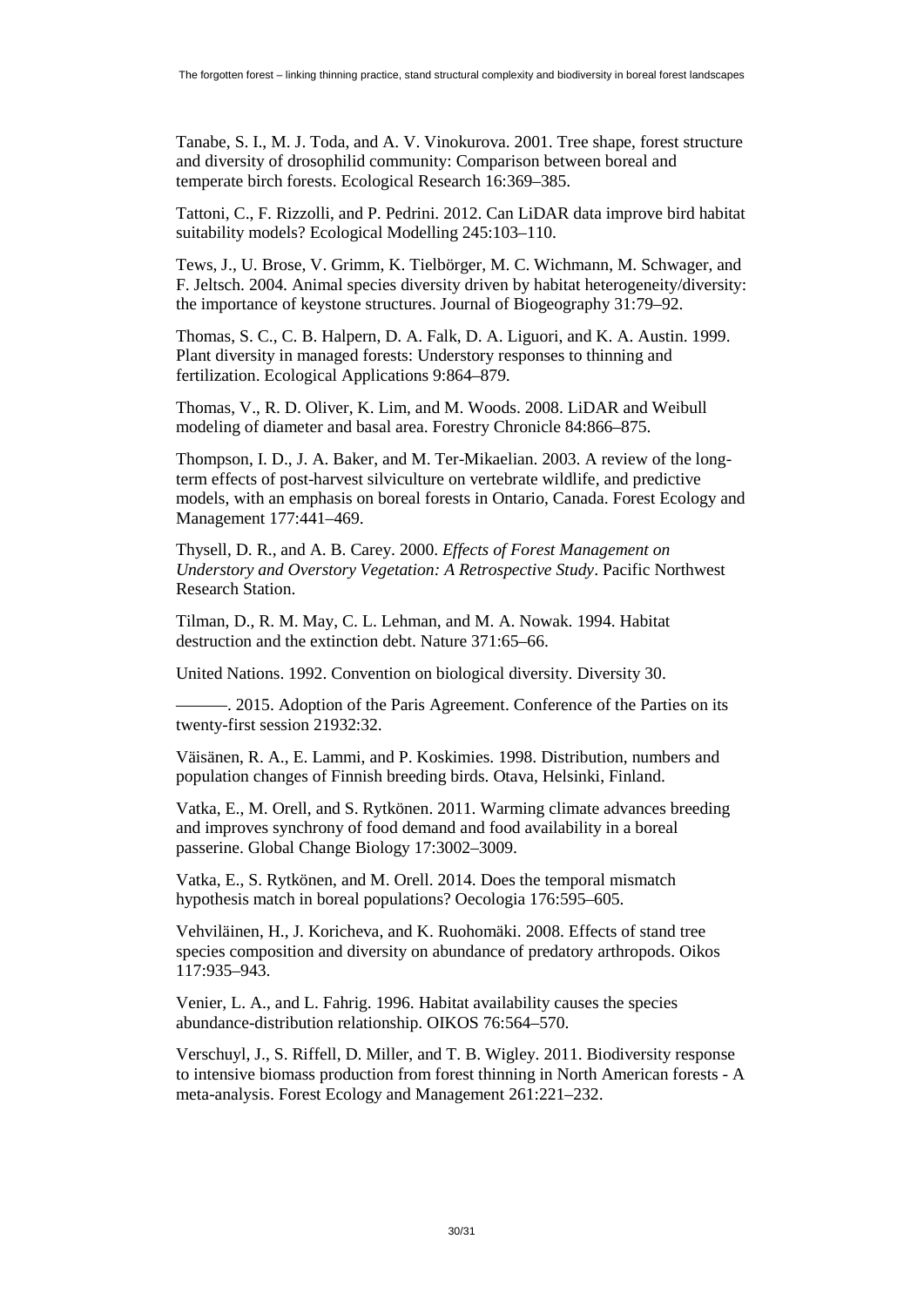Tanabe, S. I., M. J. Toda, and A. V. Vinokurova. 2001. Tree shape, forest structure and diversity of drosophilid community: Comparison between boreal and temperate birch forests. Ecological Research 16:369–385.

Tattoni, C., F. Rizzolli, and P. Pedrini. 2012. Can LiDAR data improve bird habitat suitability models? Ecological Modelling 245:103–110.

Tews, J., U. Brose, V. Grimm, K. Tielbörger, M. C. Wichmann, M. Schwager, and F. Jeltsch. 2004. Animal species diversity driven by habitat heterogeneity/diversity: the importance of keystone structures. Journal of Biogeography 31:79–92.

Thomas, S. C., C. B. Halpern, D. A. Falk, D. A. Liguori, and K. A. Austin. 1999. Plant diversity in managed forests: Understory responses to thinning and fertilization. Ecological Applications 9:864–879.

Thomas, V., R. D. Oliver, K. Lim, and M. Woods. 2008. LiDAR and Weibull modeling of diameter and basal area. Forestry Chronicle 84:866–875.

Thompson, I. D., J. A. Baker, and M. Ter-Mikaelian. 2003. A review of the long-term effects of post-harvest silviculture on vertebrate wildlife, and predictive models, with an emphasis on boreal forests in Ontario, Canada. Forest Ecology and Management 177:441–469.

Thysell, D. R., and A. B. Carey. 2000. *Effects of Forest Management on Understory and Overstory Vegetation: A Retrospective Study*. Pacific Northwest Research Station.

Tilman, D., R. M. May, C. L. Lehman, and M. A. Nowak. 1994. Habitat destruction and the extinction debt. Nature 371:65–66.

United Nations. 1992. Convention on biological diversity. Diversity 30.

———. 2015. Adoption of the Paris Agreement. Conference of the Parties on its twenty-first session 21932:32.

Väisänen, R. A., E. Lammi, and P. Koskimies. 1998. Distribution, numbers and population changes of Finnish breeding birds. Otava, Helsinki, Finland.

Vatka, E., M. Orell, and S. Rytkönen. 2011. Warming climate advances breeding and improves synchrony of food demand and food availability in a boreal passerine. Global Change Biology 17:3002–3009.

Vatka, E., S. Rytkönen, and M. Orell. 2014. Does the temporal mismatch hypothesis match in boreal populations? Oecologia 176:595–605.

Vehviläinen, H., J. Koricheva, and K. Ruohomäki. 2008. Effects of stand tree species composition and diversity on abundance of predatory arthropods. Oikos 117:935–943.

Venier, L. A., and L. Fahrig. 1996. Habitat availability causes the species abundance-distribution relationship. OIKOS 76:564–570.

Verschuyl, J., S. Riffell, D. Miller, and T. B. Wigley. 2011. Biodiversity response to intensive biomass production from forest thinning in North American forests - A meta-analysis. Forest Ecology and Management 261:221–232.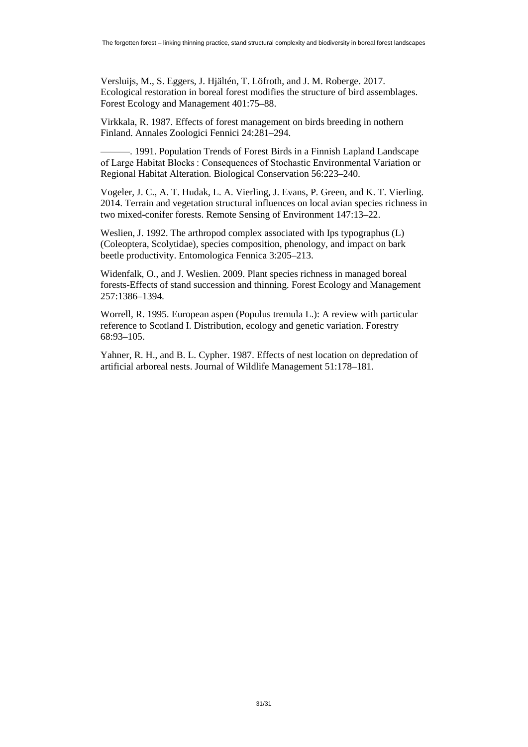Versluijs, M., S. Eggers, J. Hjältén, T. Löfroth, and J. M. Roberge. 2017. Ecological restoration in boreal forest modifies the structure of bird assemblages. Forest Ecology and Management 401:75–88.

Virkkala, R. 1987. Effects of forest management on birds breeding in nothern Finland. Annales Zoologici Fennici 24:281–294.

———. 1991. Population Trends of Forest Birds in a Finnish Lapland Landscape of Large Habitat Blocks : Consequences of Stochastic Environmental Variation or Regional Habitat Alteration. Biological Conservation 56:223–240.

Vogeler, J. C., A. T. Hudak, L. A. Vierling, J. Evans, P. Green, and K. T. Vierling. 2014. Terrain and vegetation structural influences on local avian species richness in two mixed-conifer forests. Remote Sensing of Environment 147:13–22.

Weslien, J. 1992. The arthropod complex associated with Ips typographus (L) (Coleoptera, Scolytidae), species composition, phenology, and impact on bark beetle productivity. Entomologica Fennica 3:205–213.

Widenfalk, O., and J. Weslien. 2009. Plant species richness in managed boreal forests-Effects of stand succession and thinning. Forest Ecology and Management 257:1386–1394.

Worrell, R. 1995. European aspen (Populus tremula L.): A review with particular reference to Scotland I. Distribution, ecology and genetic variation. Forestry 68:93–105.

Yahner, R. H., and B. L. Cypher. 1987. Effects of nest location on depredation of artificial arboreal nests. Journal of Wildlife Management 51:178–181.